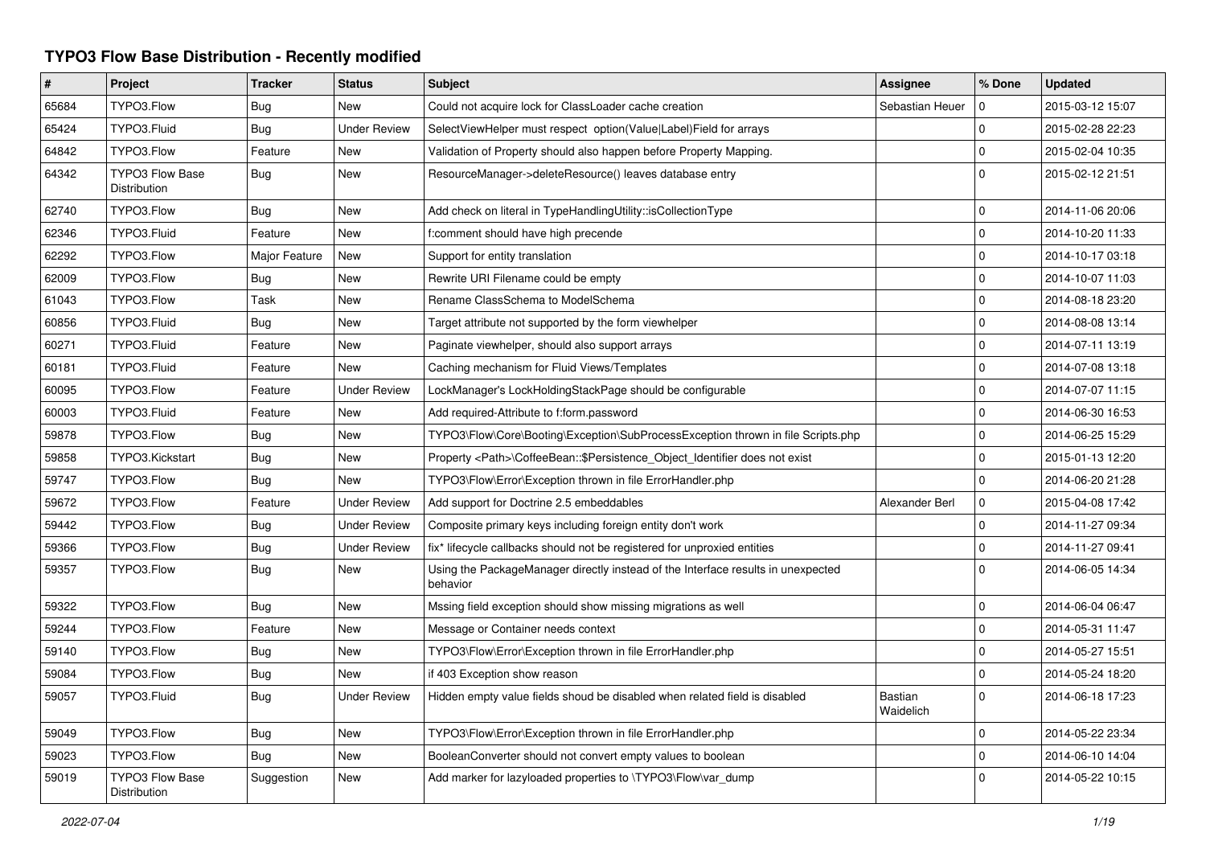# TYPO3 Flow Base Distribution - Recently modified

| # | Project | Tracker | Status | Subject | Assignee | % Done | Updated |
|---|---|---|---|---|---|---|---|
| 65684 | TYPO3.Flow | Bug | New | Could not acquire lock for ClassLoader cache creation | Sebastian Heuer | 0 | 2015-03-12 15:07 |
| 65424 | TYPO3.Fluid | Bug | Under Review | SelectViewHelper must respect option(Value\|Label)Field for arrays | | 0 | 2015-02-28 22:23 |
| 64842 | TYPO3.Flow | Feature | New | Validation of Property should also happen before Property Mapping. | | 0 | 2015-02-04 10:35 |
| 64342 | TYPO3 Flow Base Distribution | Bug | New | ResourceManager->deleteResource() leaves database entry | | 0 | 2015-02-12 21:51 |
| 62740 | TYPO3.Flow | Bug | New | Add check on literal in TypeHandlingUtility::isCollectionType | | 0 | 2014-11-06 20:06 |
| 62346 | TYPO3.Fluid | Feature | New | f:comment should have high precende | | 0 | 2014-10-20 11:33 |
| 62292 | TYPO3.Flow | Major Feature | New | Support for entity translation | | 0 | 2014-10-17 03:18 |
| 62009 | TYPO3.Flow | Bug | New | Rewrite URI Filename could be empty | | 0 | 2014-10-07 11:03 |
| 61043 | TYPO3.Flow | Task | New | Rename ClassSchema to ModelSchema | | 0 | 2014-08-18 23:20 |
| 60856 | TYPO3.Fluid | Bug | New | Target attribute not supported by the form viewhelper | | 0 | 2014-08-08 13:14 |
| 60271 | TYPO3.Fluid | Feature | New | Paginate viewhelper, should also support arrays | | 0 | 2014-07-11 13:19 |
| 60181 | TYPO3.Fluid | Feature | New | Caching mechanism for Fluid Views/Templates | | 0 | 2014-07-08 13:18 |
| 60095 | TYPO3.Flow | Feature | Under Review | LockManager's LockHoldingStackPage should be configurable | | 0 | 2014-07-07 11:15 |
| 60003 | TYPO3.Fluid | Feature | New | Add required-Attribute to f:form.password | | 0 | 2014-06-30 16:53 |
| 59878 | TYPO3.Flow | Bug | New | TYPO3\Flow\Core\Booting\Exception\SubProcessException thrown in file Scripts.php | | 0 | 2014-06-25 15:29 |
| 59858 | TYPO3.Kickstart | Bug | New | Property <Path>\CoffeeBean::$Persistence_Object_Identifier does not exist | | 0 | 2015-01-13 12:20 |
| 59747 | TYPO3.Flow | Bug | New | TYPO3\Flow\Error\Exception thrown in file ErrorHandler.php | | 0 | 2014-06-20 21:28 |
| 59672 | TYPO3.Flow | Feature | Under Review | Add support for Doctrine 2.5 embeddables | Alexander Berl | 0 | 2015-04-08 17:42 |
| 59442 | TYPO3.Flow | Bug | Under Review | Composite primary keys including foreign entity don't work | | 0 | 2014-11-27 09:34 |
| 59366 | TYPO3.Flow | Bug | Under Review | fix* lifecycle callbacks should not be registered for unproxied entities | | 0 | 2014-11-27 09:41 |
| 59357 | TYPO3.Flow | Bug | New | Using the PackageManager directly instead of the Interface results in unexpected behavior | | 0 | 2014-06-05 14:34 |
| 59322 | TYPO3.Flow | Bug | New | Mssing field exception should show missing migrations as well | | 0 | 2014-06-04 06:47 |
| 59244 | TYPO3.Flow | Feature | New | Message or Container needs context | | 0 | 2014-05-31 11:47 |
| 59140 | TYPO3.Flow | Bug | New | TYPO3\Flow\Error\Exception thrown in file ErrorHandler.php | | 0 | 2014-05-27 15:51 |
| 59084 | TYPO3.Flow | Bug | New | if 403 Exception show reason | | 0 | 2014-05-24 18:20 |
| 59057 | TYPO3.Fluid | Bug | Under Review | Hidden empty value fields shoud be disabled when related field is disabled | Bastian Waidelich | 0 | 2014-06-18 17:23 |
| 59049 | TYPO3.Flow | Bug | New | TYPO3\Flow\Error\Exception thrown in file ErrorHandler.php | | 0 | 2014-05-22 23:34 |
| 59023 | TYPO3.Flow | Bug | New | BooleanConverter should not convert empty values to boolean | | 0 | 2014-06-10 14:04 |
| 59019 | TYPO3 Flow Base Distribution | Suggestion | New | Add marker for lazyloaded properties to \TYPO3\Flow\var_dump | | 0 | 2014-05-22 10:15 |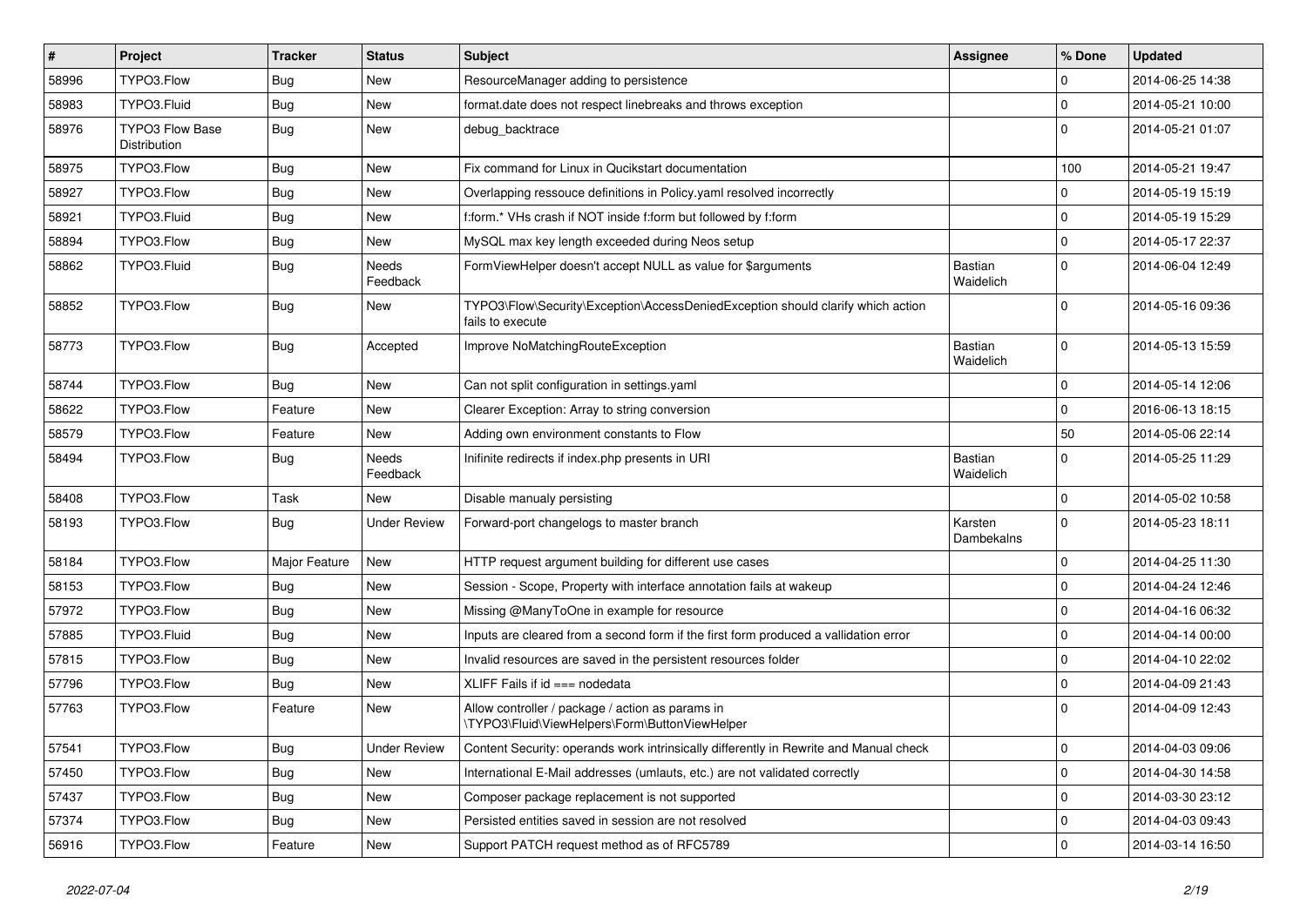| # | Project | Tracker | Status | Subject | Assignee | % Done | Updated |
|---|---|---|---|---|---|---|---|
| 58996 | TYPO3.Flow | Bug | New | ResourceManager adding to persistence | | 0 | 2014-06-25 14:38 |
| 58983 | TYPO3.Fluid | Bug | New | format.date does not respect linebreaks and throws exception | | 0 | 2014-05-21 10:00 |
| 58976 | TYPO3 Flow Base Distribution | Bug | New | debug_backtrace | | 0 | 2014-05-21 01:07 |
| 58975 | TYPO3.Flow | Bug | New | Fix command for Linux in Qucikstart documentation | | 100 | 2014-05-21 19:47 |
| 58927 | TYPO3.Flow | Bug | New | Overlapping ressouce definitions in Policy.yaml resolved incorrectly | | 0 | 2014-05-19 15:19 |
| 58921 | TYPO3.Fluid | Bug | New | f:form.* VHs crash if NOT inside f:form but followed by f:form | | 0 | 2014-05-19 15:29 |
| 58894 | TYPO3.Flow | Bug | New | MySQL max key length exceeded during Neos setup | | 0 | 2014-05-17 22:37 |
| 58862 | TYPO3.Fluid | Bug | Needs Feedback | FormViewHelper doesn't accept NULL as value for $arguments | Bastian Waidelich | 0 | 2014-06-04 12:49 |
| 58852 | TYPO3.Flow | Bug | New | TYPO3\Flow\Security\Exception\AccessDeniedException should clarify which action fails to execute | | 0 | 2014-05-16 09:36 |
| 58773 | TYPO3.Flow | Bug | Accepted | Improve NoMatchingRouteException | Bastian Waidelich | 0 | 2014-05-13 15:59 |
| 58744 | TYPO3.Flow | Bug | New | Can not split configuration in settings.yaml | | 0 | 2014-05-14 12:06 |
| 58622 | TYPO3.Flow | Feature | New | Clearer Exception: Array to string conversion | | 0 | 2016-06-13 18:15 |
| 58579 | TYPO3.Flow | Feature | New | Adding own environment constants to Flow | | 50 | 2014-05-06 22:14 |
| 58494 | TYPO3.Flow | Bug | Needs Feedback | Inifinite redirects if index.php presents in URI | Bastian Waidelich | 0 | 2014-05-25 11:29 |
| 58408 | TYPO3.Flow | Task | New | Disable manualy persisting | | 0 | 2014-05-02 10:58 |
| 58193 | TYPO3.Flow | Bug | Under Review | Forward-port changelogs to master branch | Karsten Dambekalns | 0 | 2014-05-23 18:11 |
| 58184 | TYPO3.Flow | Major Feature | New | HTTP request argument building for different use cases | | 0 | 2014-04-25 11:30 |
| 58153 | TYPO3.Flow | Bug | New | Session - Scope, Property with interface annotation fails at wakeup | | 0 | 2014-04-24 12:46 |
| 57972 | TYPO3.Flow | Bug | New | Missing @ManyToOne in example for resource | | 0 | 2014-04-16 06:32 |
| 57885 | TYPO3.Fluid | Bug | New | Inputs are cleared from a second form if the first form produced a vallidation error | | 0 | 2014-04-14 00:00 |
| 57815 | TYPO3.Flow | Bug | New | Invalid resources are saved in the persistent resources folder | | 0 | 2014-04-10 22:02 |
| 57796 | TYPO3.Flow | Bug | New | XLIFF Fails if id === nodedata | | 0 | 2014-04-09 21:43 |
| 57763 | TYPO3.Flow | Feature | New | Allow controller / package / action as params in \TYPO3\Fluid\ViewHelpers\Form\ButtonViewHelper | | 0 | 2014-04-09 12:43 |
| 57541 | TYPO3.Flow | Bug | Under Review | Content Security: operands work intrinsically differently in Rewrite and Manual check | | 0 | 2014-04-03 09:06 |
| 57450 | TYPO3.Flow | Bug | New | International E-Mail addresses (umlauts, etc.) are not validated correctly | | 0 | 2014-04-30 14:58 |
| 57437 | TYPO3.Flow | Bug | New | Composer package replacement is not supported | | 0 | 2014-03-30 23:12 |
| 57374 | TYPO3.Flow | Bug | New | Persisted entities saved in session are not resolved | | 0 | 2014-04-03 09:43 |
| 56916 | TYPO3.Flow | Feature | New | Support PATCH request method as of RFC5789 | | 0 | 2014-03-14 16:50 |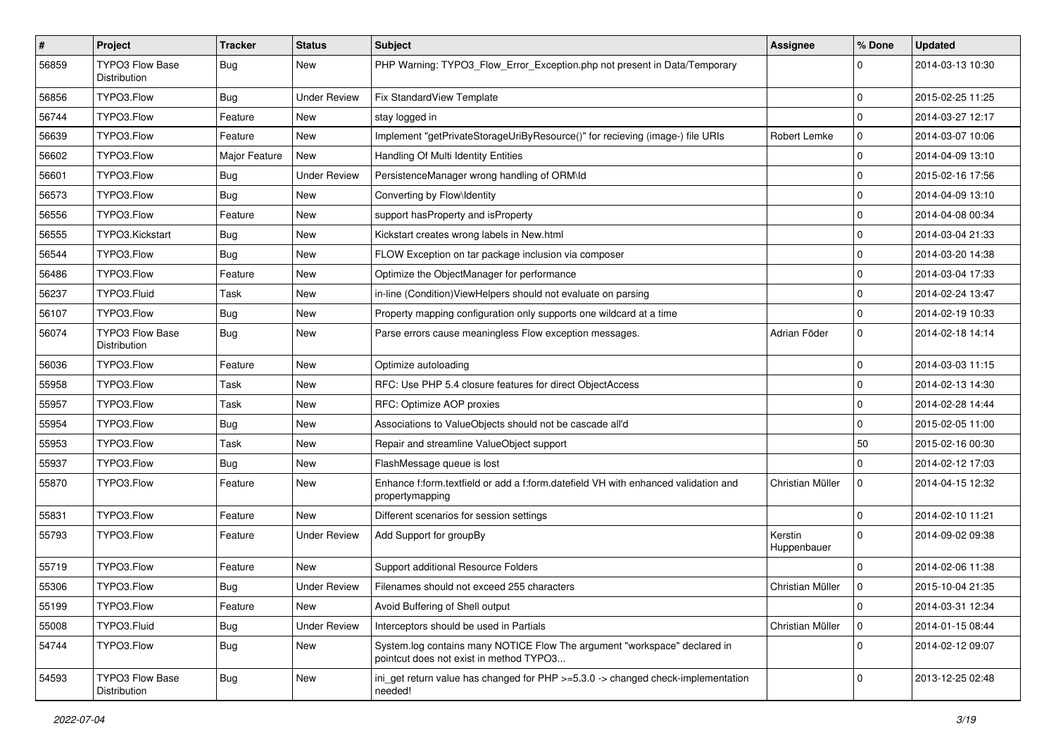| # | Project | Tracker | Status | Subject | Assignee | % Done | Updated |
|---|---|---|---|---|---|---|---|
| 56859 | TYPO3 Flow Base Distribution | Bug | New | PHP Warning: TYPO3_Flow_Error_Exception.php not present in Data/Temporary | | 0 | 2014-03-13 10:30 |
| 56856 | TYPO3.Flow | Bug | Under Review | Fix StandardView Template | | 0 | 2015-02-25 11:25 |
| 56744 | TYPO3.Flow | Feature | New | stay logged in | | 0 | 2014-03-27 12:17 |
| 56639 | TYPO3.Flow | Feature | New | Implement "getPrivateStorageUriByResource()" for recieving (image-) file URIs | Robert Lemke | 0 | 2014-03-07 10:06 |
| 56602 | TYPO3.Flow | Major Feature | New | Handling Of Multi Identity Entities | | 0 | 2014-04-09 13:10 |
| 56601 | TYPO3.Flow | Bug | Under Review | PersistenceManager wrong handling of ORM\Id | | 0 | 2015-02-16 17:56 |
| 56573 | TYPO3.Flow | Bug | New | Converting by Flow\Identity | | 0 | 2014-04-09 13:10 |
| 56556 | TYPO3.Flow | Feature | New | support hasProperty and isProperty | | 0 | 2014-04-08 00:34 |
| 56555 | TYPO3.Kickstart | Bug | New | Kickstart creates wrong labels in New.html | | 0 | 2014-03-04 21:33 |
| 56544 | TYPO3.Flow | Bug | New | FLOW Exception on tar package inclusion via composer | | 0 | 2014-03-20 14:38 |
| 56486 | TYPO3.Flow | Feature | New | Optimize the ObjectManager for performance | | 0 | 2014-03-04 17:33 |
| 56237 | TYPO3.Fluid | Task | New | in-line (Condition)ViewHelpers should not evaluate on parsing | | 0 | 2014-02-24 13:47 |
| 56107 | TYPO3.Flow | Bug | New | Property mapping configuration only supports one wildcard at a time | | 0 | 2014-02-19 10:33 |
| 56074 | TYPO3 Flow Base Distribution | Bug | New | Parse errors cause meaningless Flow exception messages. | Adrian Föder | 0 | 2014-02-18 14:14 |
| 56036 | TYPO3.Flow | Feature | New | Optimize autoloading | | 0 | 2014-03-03 11:15 |
| 55958 | TYPO3.Flow | Task | New | RFC: Use PHP 5.4 closure features for direct ObjectAccess | | 0 | 2014-02-13 14:30 |
| 55957 | TYPO3.Flow | Task | New | RFC: Optimize AOP proxies | | 0 | 2014-02-28 14:44 |
| 55954 | TYPO3.Flow | Bug | New | Associations to ValueObjects should not be cascade all'd | | 0 | 2015-02-05 11:00 |
| 55953 | TYPO3.Flow | Task | New | Repair and streamline ValueObject support | | 50 | 2015-02-16 00:30 |
| 55937 | TYPO3.Flow | Bug | New | FlashMessage queue is lost | | 0 | 2014-02-12 17:03 |
| 55870 | TYPO3.Flow | Feature | New | Enhance f:form.textfield or add a f:form.datefield VH with enhanced validation and propertymapping | Christian Müller | 0 | 2014-04-15 12:32 |
| 55831 | TYPO3.Flow | Feature | New | Different scenarios for session settings | | 0 | 2014-02-10 11:21 |
| 55793 | TYPO3.Flow | Feature | Under Review | Add Support for groupBy | Kerstin Huppenbauer | 0 | 2014-09-02 09:38 |
| 55719 | TYPO3.Flow | Feature | New | Support additional Resource Folders | | 0 | 2014-02-06 11:38 |
| 55306 | TYPO3.Flow | Bug | Under Review | Filenames should not exceed 255 characters | Christian Müller | 0 | 2015-10-04 21:35 |
| 55199 | TYPO3.Flow | Feature | New | Avoid Buffering of Shell output | | 0 | 2014-03-31 12:34 |
| 55008 | TYPO3.Fluid | Bug | Under Review | Interceptors should be used in Partials | Christian Müller | 0 | 2014-01-15 08:44 |
| 54744 | TYPO3.Flow | Bug | New | System.log contains many NOTICE Flow The argument "workspace" declared in pointcut does not exist in method TYPO3... | | 0 | 2014-02-12 09:07 |
| 54593 | TYPO3 Flow Base Distribution | Bug | New | ini_get return value has changed for PHP >=5.3.0 -> changed check-implementation needed! | | 0 | 2013-12-25 02:48 |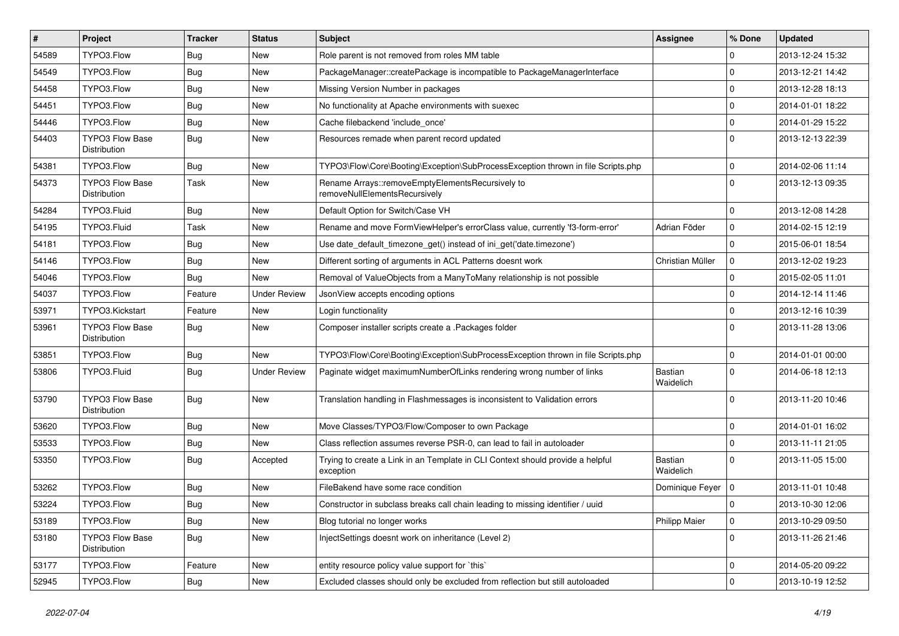| # | Project | Tracker | Status | Subject | Assignee | % Done | Updated |
|---|---|---|---|---|---|---|---|
| 54589 | TYPO3.Flow | Bug | New | Role parent is not removed from roles MM table | | 0 | 2013-12-24 15:32 |
| 54549 | TYPO3.Flow | Bug | New | PackageManager::createPackage is incompatible to PackageManagerInterface | | 0 | 2013-12-21 14:42 |
| 54458 | TYPO3.Flow | Bug | New | Missing Version Number in packages | | 0 | 2013-12-28 18:13 |
| 54451 | TYPO3.Flow | Bug | New | No functionality at Apache environments with suexec | | 0 | 2014-01-01 18:22 |
| 54446 | TYPO3.Flow | Bug | New | Cache filebackend 'include_once' | | 0 | 2014-01-29 15:22 |
| 54403 | TYPO3 Flow Base Distribution | Bug | New | Resources remade when parent record updated | | 0 | 2013-12-13 22:39 |
| 54381 | TYPO3.Flow | Bug | New | TYPO3\Flow\Core\Booting\Exception\SubProcessException thrown in file Scripts.php | | 0 | 2014-02-06 11:14 |
| 54373 | TYPO3 Flow Base Distribution | Task | New | Rename Arrays::removeEmptyElementsRecursively to removeNullElementsRecursively | | 0 | 2013-12-13 09:35 |
| 54284 | TYPO3.Fluid | Bug | New | Default Option for Switch/Case VH | | 0 | 2013-12-08 14:28 |
| 54195 | TYPO3.Fluid | Task | New | Rename and move FormViewHelper's errorClass value, currently 'f3-form-error' | Adrian Föder | 0 | 2014-02-15 12:19 |
| 54181 | TYPO3.Flow | Bug | New | Use date_default_timezone_get() instead of ini_get('date.timezone') | | 0 | 2015-06-01 18:54 |
| 54146 | TYPO3.Flow | Bug | New | Different sorting of arguments in ACL Patterns doesnt work | Christian Müller | 0 | 2013-12-02 19:23 |
| 54046 | TYPO3.Flow | Bug | New | Removal of ValueObjects from a ManyToMany relationship is not possible | | 0 | 2015-02-05 11:01 |
| 54037 | TYPO3.Flow | Feature | Under Review | JsonView accepts encoding options | | 0 | 2014-12-14 11:46 |
| 53971 | TYPO3.Kickstart | Feature | New | Login functionality | | 0 | 2013-12-16 10:39 |
| 53961 | TYPO3 Flow Base Distribution | Bug | New | Composer installer scripts create a .Packages folder | | 0 | 2013-11-28 13:06 |
| 53851 | TYPO3.Flow | Bug | New | TYPO3\Flow\Core\Booting\Exception\SubProcessException thrown in file Scripts.php | | 0 | 2014-01-01 00:00 |
| 53806 | TYPO3.Fluid | Bug | Under Review | Paginate widget maximumNumberOfLinks rendering wrong number of links | Bastian Waidelich | 0 | 2014-06-18 12:13 |
| 53790 | TYPO3 Flow Base Distribution | Bug | New | Translation handling in Flashmessages is inconsistent to Validation errors | | 0 | 2013-11-20 10:46 |
| 53620 | TYPO3.Flow | Bug | New | Move Classes/TYPO3/Flow/Composer to own Package | | 0 | 2014-01-01 16:02 |
| 53533 | TYPO3.Flow | Bug | New | Class reflection assumes reverse PSR-0, can lead to fail in autoloader | | 0 | 2013-11-11 21:05 |
| 53350 | TYPO3.Flow | Bug | Accepted | Trying to create a Link in an Template in CLI Context should provide a helpful exception | Bastian Waidelich | 0 | 2013-11-05 15:00 |
| 53262 | TYPO3.Flow | Bug | New | FileBakend have some race condition | Dominique Feyer | 0 | 2013-11-01 10:48 |
| 53224 | TYPO3.Flow | Bug | New | Constructor in subclass breaks call chain leading to missing identifier / uuid | | 0 | 2013-10-30 12:06 |
| 53189 | TYPO3.Flow | Bug | New | Blog tutorial no longer works | Philipp Maier | 0 | 2013-10-29 09:50 |
| 53180 | TYPO3 Flow Base Distribution | Bug | New | InjectSettings doesnt work on inheritance (Level 2) | | 0 | 2013-11-26 21:46 |
| 53177 | TYPO3.Flow | Feature | New | entity resource policy value support for `this` | | 0 | 2014-05-20 09:22 |
| 52945 | TYPO3.Flow | Bug | New | Excluded classes should only be excluded from reflection but still autoloaded | | 0 | 2013-10-19 12:52 |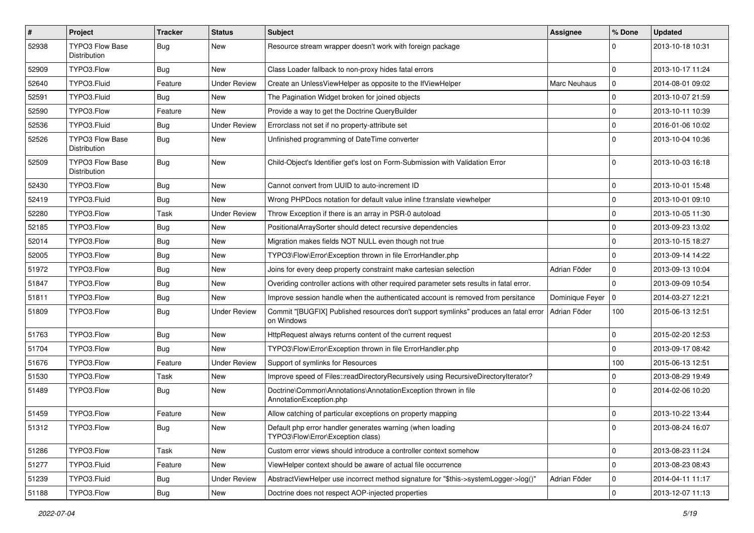| # | Project | Tracker | Status | Subject | Assignee | % Done | Updated |
|---|---|---|---|---|---|---|---|
| 52938 | TYPO3 Flow Base Distribution | Bug | New | Resource stream wrapper doesn't work with foreign package | | 0 | 2013-10-18 10:31 |
| 52909 | TYPO3.Flow | Bug | New | Class Loader fallback to non-proxy hides fatal errors | | 0 | 2013-10-17 11:24 |
| 52640 | TYPO3.Fluid | Feature | Under Review | Create an UnlessViewHelper as opposite to the IfViewHelper | Marc Neuhaus | 0 | 2014-08-01 09:02 |
| 52591 | TYPO3.Fluid | Bug | New | The Pagination Widget broken for joined objects | | 0 | 2013-10-07 21:59 |
| 52590 | TYPO3.Flow | Feature | New | Provide a way to get the Doctrine QueryBuilder | | 0 | 2013-10-11 10:39 |
| 52536 | TYPO3.Fluid | Bug | Under Review | Errorclass not set if no property-attribute set | | 0 | 2016-01-06 10:02 |
| 52526 | TYPO3 Flow Base Distribution | Bug | New | Unfinished programming of DateTime converter | | 0 | 2013-10-04 10:36 |
| 52509 | TYPO3 Flow Base Distribution | Bug | New | Child-Object's Identifier get's lost on Form-Submission with Validation Error | | 0 | 2013-10-03 16:18 |
| 52430 | TYPO3.Flow | Bug | New | Cannot convert from UUID to auto-increment ID | | 0 | 2013-10-01 15:48 |
| 52419 | TYPO3.Fluid | Bug | New | Wrong PHPDocs notation for default value inline f:translate viewhelper | | 0 | 2013-10-01 09:10 |
| 52280 | TYPO3.Flow | Task | Under Review | Throw Exception if there is an array in PSR-0 autoload | | 0 | 2013-10-05 11:30 |
| 52185 | TYPO3.Flow | Bug | New | PositionalArraySorter should detect recursive dependencies | | 0 | 2013-09-23 13:02 |
| 52014 | TYPO3.Flow | Bug | New | Migration makes fields NOT NULL even though not true | | 0 | 2013-10-15 18:27 |
| 52005 | TYPO3.Flow | Bug | New | TYPO3\Flow\Error\Exception thrown in file ErrorHandler.php | | 0 | 2013-09-14 14:22 |
| 51972 | TYPO3.Flow | Bug | New | Joins for every deep property constraint make cartesian selection | Adrian Föder | 0 | 2013-09-13 10:04 |
| 51847 | TYPO3.Flow | Bug | New | Overiding controller actions with other required parameter sets results in fatal error. | | 0 | 2013-09-09 10:54 |
| 51811 | TYPO3.Flow | Bug | New | Improve session handle when the authenticated account is removed from persitance | Dominique Feyer | 0 | 2014-03-27 12:21 |
| 51809 | TYPO3.Flow | Bug | Under Review | Commit "[BUGFIX] Published resources don't support symlinks" produces an fatal error on Windows | Adrian Föder | 100 | 2015-06-13 12:51 |
| 51763 | TYPO3.Flow | Bug | New | HttpRequest always returns content of the current request | | 0 | 2015-02-20 12:53 |
| 51704 | TYPO3.Flow | Bug | New | TYPO3\Flow\Error\Exception thrown in file ErrorHandler.php | | 0 | 2013-09-17 08:42 |
| 51676 | TYPO3.Flow | Feature | Under Review | Support of symlinks for Resources | | 100 | 2015-06-13 12:51 |
| 51530 | TYPO3.Flow | Task | New | Improve speed of Files::readDirectoryRecursively using RecursiveDirectoryIterator? | | 0 | 2013-08-29 19:49 |
| 51489 | TYPO3.Flow | Bug | New | Doctrine\Common\Annotations\AnnotationException thrown in file AnnotationException.php | | 0 | 2014-02-06 10:20 |
| 51459 | TYPO3.Flow | Feature | New | Allow catching of particular exceptions on property mapping | | 0 | 2013-10-22 13:44 |
| 51312 | TYPO3.Flow | Bug | New | Default php error handler generates warning (when loading TYPO3\Flow\Error\Exception class) | | 0 | 2013-08-24 16:07 |
| 51286 | TYPO3.Flow | Task | New | Custom error views should introduce a controller context somehow | | 0 | 2013-08-23 11:24 |
| 51277 | TYPO3.Fluid | Feature | New | ViewHelper context should be aware of actual file occurrence | | 0 | 2013-08-23 08:43 |
| 51239 | TYPO3.Fluid | Bug | Under Review | AbstractViewHelper use incorrect method signature for "$this->systemLogger->log()" | Adrian Föder | 0 | 2014-04-11 11:17 |
| 51188 | TYPO3.Flow | Bug | New | Doctrine does not respect AOP-injected properties | | 0 | 2013-12-07 11:13 |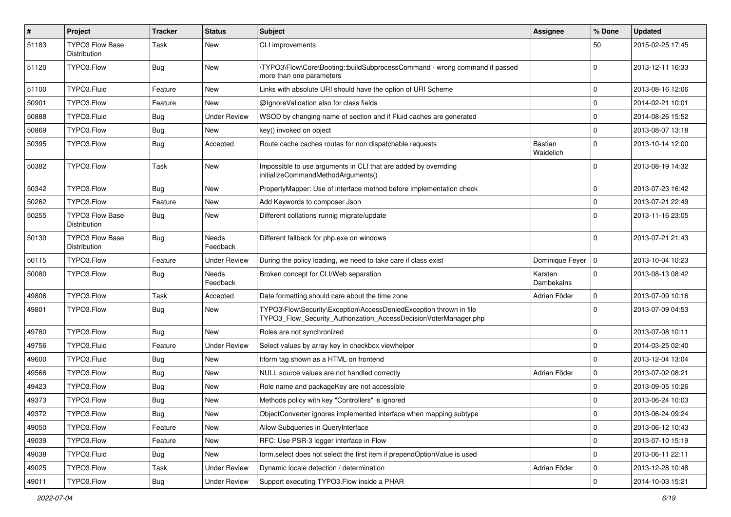| # | Project | Tracker | Status | Subject | Assignee | % Done | Updated |
|---|---|---|---|---|---|---|---|
| 51183 | TYPO3 Flow Base Distribution | Task | New | CLI improvements | | 50 | 2015-02-25 17:45 |
| 51120 | TYPO3.Flow | Bug | New | \TYPO3\Flow\Core\Booting::buildSubprocessCommand - wrong command if passed more than one parameters | | 0 | 2013-12-11 16:33 |
| 51100 | TYPO3.Fluid | Feature | New | Links with absolute URI should have the option of URI Scheme | | 0 | 2013-08-16 12:06 |
| 50901 | TYPO3.Flow | Feature | New | @IgnoreValidation also for class fields | | 0 | 2014-02-21 10:01 |
| 50888 | TYPO3.Fluid | Bug | Under Review | WSOD by changing name of section and if Fluid caches are generated | | 0 | 2014-08-26 15:52 |
| 50869 | TYPO3.Flow | Bug | New | key() invoked on object | | 0 | 2013-08-07 13:18 |
| 50395 | TYPO3.Flow | Bug | Accepted | Route cache caches routes for non dispatchable requests | Bastian Waidelich | 0 | 2013-10-14 12:00 |
| 50382 | TYPO3.Flow | Task | New | Impossible to use arguments in CLI that are added by overriding initializeCommandMethodArguments() | | 0 | 2013-08-19 14:32 |
| 50342 | TYPO3.Flow | Bug | New | PropertyMapper: Use of interface method before implementation check | | 0 | 2013-07-23 16:42 |
| 50262 | TYPO3.Flow | Feature | New | Add Keywords to composer Json | | 0 | 2013-07-21 22:49 |
| 50255 | TYPO3 Flow Base Distribution | Bug | New | Different collations runnig migrate/update | | 0 | 2013-11-16 23:05 |
| 50130 | TYPO3 Flow Base Distribution | Bug | Needs Feedback | Different fallback for php.exe on windows | | 0 | 2013-07-21 21:43 |
| 50115 | TYPO3.Flow | Feature | Under Review | During the policy loading, we need to take care if class exist | Dominique Feyer | 0 | 2013-10-04 10:23 |
| 50080 | TYPO3.Flow | Bug | Needs Feedback | Broken concept for CLI/Web separation | Karsten Dambekalns | 0 | 2013-08-13 08:42 |
| 49806 | TYPO3.Flow | Task | Accepted | Date formatting should care about the time zone | Adrian Föder | 0 | 2013-07-09 10:16 |
| 49801 | TYPO3.Flow | Bug | New | TYPO3\Flow\Security\Exception\AccessDeniedException thrown in file TYPO3_Flow_Security_Authorization_AccessDecisionVoterManager.php | | 0 | 2013-07-09 04:53 |
| 49780 | TYPO3.Flow | Bug | New | Roles are not synchronized | | 0 | 2013-07-08 10:11 |
| 49756 | TYPO3.Fluid | Feature | Under Review | Select values by array key in checkbox viewhelper | | 0 | 2014-03-25 02:40 |
| 49600 | TYPO3.Fluid | Bug | New | f:form tag shown as a HTML on frontend | | 0 | 2013-12-04 13:04 |
| 49566 | TYPO3.Flow | Bug | New | NULL source values are not handled correctly | Adrian Föder | 0 | 2013-07-02 08:21 |
| 49423 | TYPO3.Flow | Bug | New | Role name and packageKey are not accessible | | 0 | 2013-09-05 10:26 |
| 49373 | TYPO3.Flow | Bug | New | Methods policy with key "Controllers" is ignored | | 0 | 2013-06-24 10:03 |
| 49372 | TYPO3.Flow | Bug | New | ObjectConverter ignores implemented interface when mapping subtype | | 0 | 2013-06-24 09:24 |
| 49050 | TYPO3.Flow | Feature | New | Allow Subqueries in QueryInterface | | 0 | 2013-06-12 10:43 |
| 49039 | TYPO3.Flow | Feature | New | RFC: Use PSR-3 logger interface in Flow | | 0 | 2013-07-10 15:19 |
| 49038 | TYPO3.Fluid | Bug | New | form.select does not select the first item if prependOptionValue is used | | 0 | 2013-06-11 22:11 |
| 49025 | TYPO3.Flow | Task | Under Review | Dynamic locale detection / determination | Adrian Föder | 0 | 2013-12-28 10:48 |
| 49011 | TYPO3.Flow | Bug | Under Review | Support executing TYPO3.Flow inside a PHAR | | 0 | 2014-10-03 15:21 |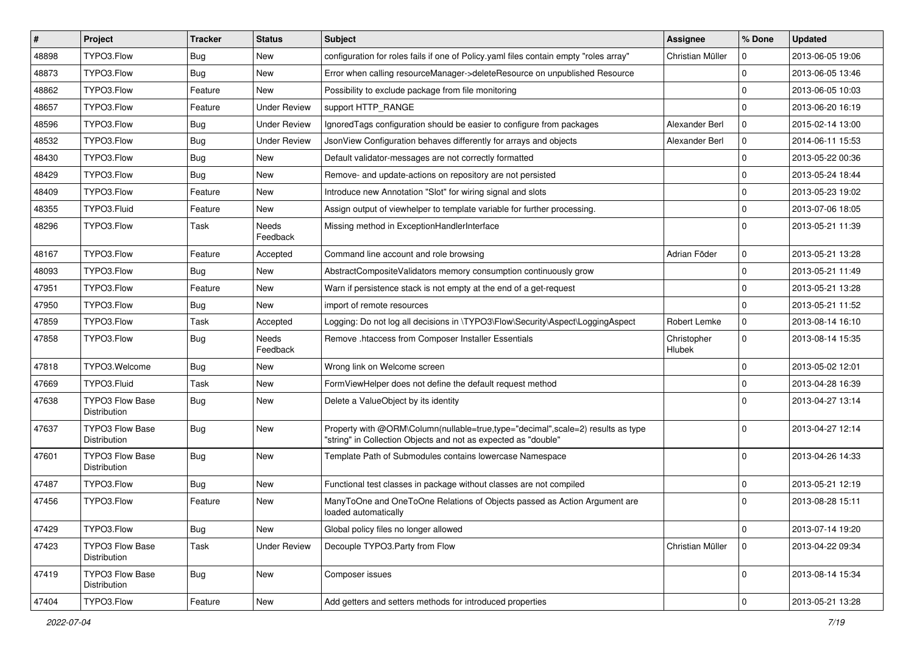| # | Project | Tracker | Status | Subject | Assignee | % Done | Updated |
|---|---|---|---|---|---|---|---|
| 48898 | TYPO3.Flow | Bug | New | configuration for roles fails if one of Policy.yaml files contain empty "roles array" | Christian Müller | 0 | 2013-06-05 19:06 |
| 48873 | TYPO3.Flow | Bug | New | Error when calling resourceManager->deleteResource on unpublished Resource | | 0 | 2013-06-05 13:46 |
| 48862 | TYPO3.Flow | Feature | New | Possibility to exclude package from file monitoring | | 0 | 2013-06-05 10:03 |
| 48657 | TYPO3.Flow | Feature | Under Review | support HTTP_RANGE | | 0 | 2013-06-20 16:19 |
| 48596 | TYPO3.Flow | Bug | Under Review | IgnoredTags configuration should be easier to configure from packages | Alexander Berl | 0 | 2015-02-14 13:00 |
| 48532 | TYPO3.Flow | Bug | Under Review | JsonView Configuration behaves differently for arrays and objects | Alexander Berl | 0 | 2014-06-11 15:53 |
| 48430 | TYPO3.Flow | Bug | New | Default validator-messages are not correctly formatted | | 0 | 2013-05-22 00:36 |
| 48429 | TYPO3.Flow | Bug | New | Remove- and update-actions on repository are not persisted | | 0 | 2013-05-24 18:44 |
| 48409 | TYPO3.Flow | Feature | New | Introduce new Annotation "Slot" for wiring signal and slots | | 0 | 2013-05-23 19:02 |
| 48355 | TYPO3.Fluid | Feature | New | Assign output of viewhelper to template variable for further processing. | | 0 | 2013-07-06 18:05 |
| 48296 | TYPO3.Flow | Task | Needs Feedback | Missing method in ExceptionHandlerInterface | | 0 | 2013-05-21 11:39 |
| 48167 | TYPO3.Flow | Feature | Accepted | Command line account and role browsing | Adrian Föder | 0 | 2013-05-21 13:28 |
| 48093 | TYPO3.Flow | Bug | New | AbstractCompositeValidators memory consumption continuously grow | | 0 | 2013-05-21 11:49 |
| 47951 | TYPO3.Flow | Feature | New | Warn if persistence stack is not empty at the end of a get-request | | 0 | 2013-05-21 13:28 |
| 47950 | TYPO3.Flow | Bug | New | import of remote resources | | 0 | 2013-05-21 11:52 |
| 47859 | TYPO3.Flow | Task | Accepted | Logging: Do not log all decisions in \TYPO3\Flow\Security\Aspect\LoggingAspect | Robert Lemke | 0 | 2013-08-14 16:10 |
| 47858 | TYPO3.Flow | Bug | Needs Feedback | Remove .htaccess from Composer Installer Essentials | Christopher Hlubek | 0 | 2013-08-14 15:35 |
| 47818 | TYPO3.Welcome | Bug | New | Wrong link on Welcome screen | | 0 | 2013-05-02 12:01 |
| 47669 | TYPO3.Fluid | Task | New | FormViewHelper does not define the default request method | | 0 | 2013-04-28 16:39 |
| 47638 | TYPO3 Flow Base Distribution | Bug | New | Delete a ValueObject by its identity | | 0 | 2013-04-27 13:14 |
| 47637 | TYPO3 Flow Base Distribution | Bug | New | Property with @ORM\Column(nullable=true,type="decimal",scale=2) results as type "string" in Collection Objects and not as expected as "double" | | 0 | 2013-04-27 12:14 |
| 47601 | TYPO3 Flow Base Distribution | Bug | New | Template Path of Submodules contains lowercase Namespace | | 0 | 2013-04-26 14:33 |
| 47487 | TYPO3.Flow | Bug | New | Functional test classes in package without classes are not compiled | | 0 | 2013-05-21 12:19 |
| 47456 | TYPO3.Flow | Feature | New | ManyToOne and OneToOne Relations of Objects passed as Action Argument are loaded automatically | | 0 | 2013-08-28 15:11 |
| 47429 | TYPO3.Flow | Bug | New | Global policy files no longer allowed | | 0 | 2013-07-14 19:20 |
| 47423 | TYPO3 Flow Base Distribution | Task | Under Review | Decouple TYPO3.Party from Flow | Christian Müller | 0 | 2013-04-22 09:34 |
| 47419 | TYPO3 Flow Base Distribution | Bug | New | Composer issues | | 0 | 2013-08-14 15:34 |
| 47404 | TYPO3.Flow | Feature | New | Add getters and setters methods for introduced properties | | 0 | 2013-05-21 13:28 |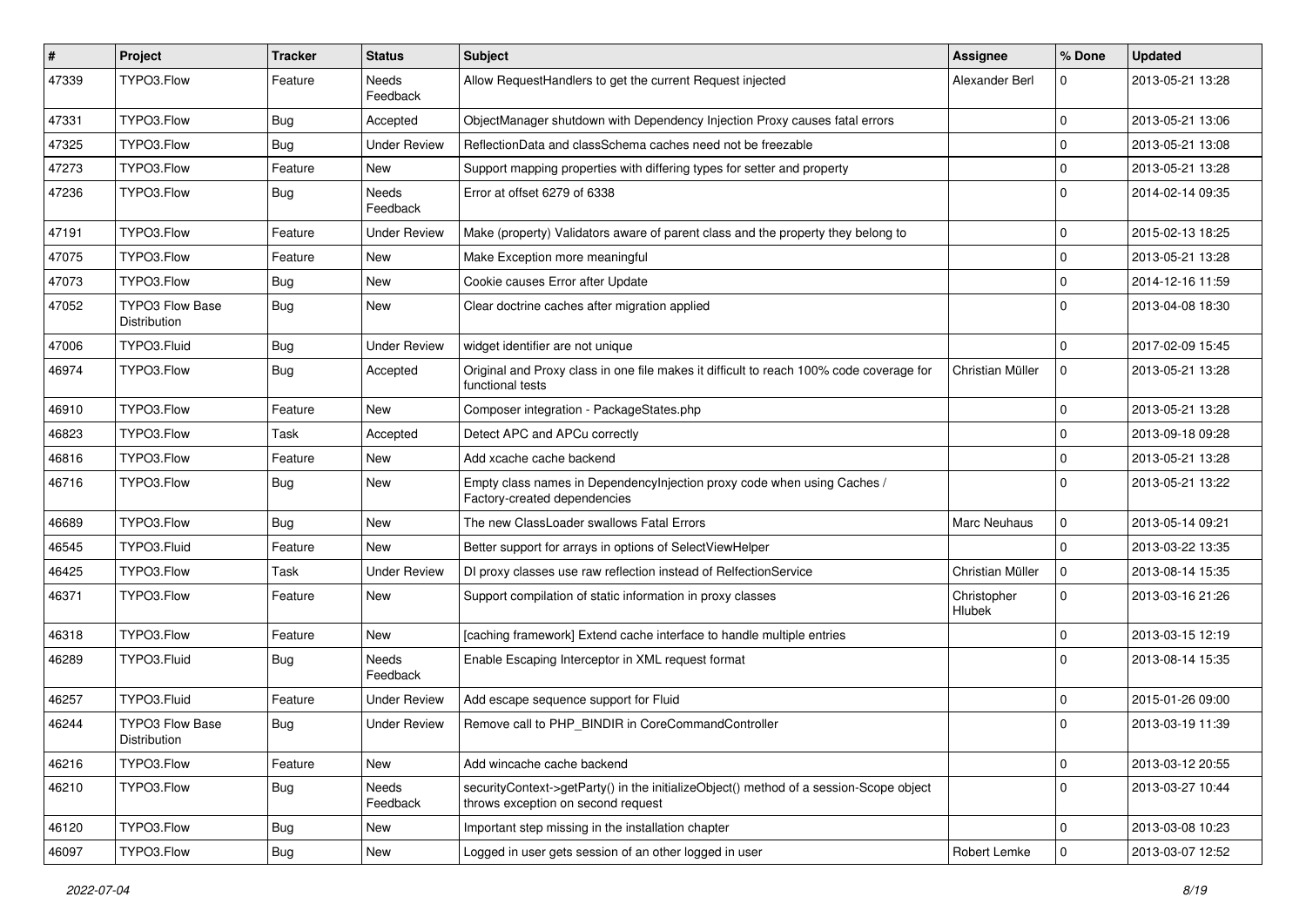| # | Project | Tracker | Status | Subject | Assignee | % Done | Updated |
|---|---|---|---|---|---|---|---|
| 47339 | TYPO3.Flow | Feature | Needs Feedback | Allow RequestHandlers to get the current Request injected | Alexander Berl | 0 | 2013-05-21 13:28 |
| 47331 | TYPO3.Flow | Bug | Accepted | ObjectManager shutdown with Dependency Injection Proxy causes fatal errors | | 0 | 2013-05-21 13:06 |
| 47325 | TYPO3.Flow | Bug | Under Review | ReflectionData and classSchema caches need not be freezable | | 0 | 2013-05-21 13:08 |
| 47273 | TYPO3.Flow | Feature | New | Support mapping properties with differing types for setter and property | | 0 | 2013-05-21 13:28 |
| 47236 | TYPO3.Flow | Bug | Needs Feedback | Error at offset 6279 of 6338 | | 0 | 2014-02-14 09:35 |
| 47191 | TYPO3.Flow | Feature | Under Review | Make (property) Validators aware of parent class and the property they belong to | | 0 | 2015-02-13 18:25 |
| 47075 | TYPO3.Flow | Feature | New | Make Exception more meaningful | | 0 | 2013-05-21 13:28 |
| 47073 | TYPO3.Flow | Bug | New | Cookie causes Error after Update | | 0 | 2014-12-16 11:59 |
| 47052 | TYPO3 Flow Base Distribution | Bug | New | Clear doctrine caches after migration applied | | 0 | 2013-04-08 18:30 |
| 47006 | TYPO3.Fluid | Bug | Under Review | widget identifier are not unique | | 0 | 2017-02-09 15:45 |
| 46974 | TYPO3.Flow | Bug | Accepted | Original and Proxy class in one file makes it difficult to reach 100% code coverage for functional tests | Christian Müller | 0 | 2013-05-21 13:28 |
| 46910 | TYPO3.Flow | Feature | New | Composer integration - PackageStates.php | | 0 | 2013-05-21 13:28 |
| 46823 | TYPO3.Flow | Task | Accepted | Detect APC and APCu correctly | | 0 | 2013-09-18 09:28 |
| 46816 | TYPO3.Flow | Feature | New | Add xcache cache backend | | 0 | 2013-05-21 13:28 |
| 46716 | TYPO3.Flow | Bug | New | Empty class names in DependencyInjection proxy code when using Caches / Factory-created dependencies | | 0 | 2013-05-21 13:22 |
| 46689 | TYPO3.Flow | Bug | New | The new ClassLoader swallows Fatal Errors | Marc Neuhaus | 0 | 2013-05-14 09:21 |
| 46545 | TYPO3.Fluid | Feature | New | Better support for arrays in options of SelectViewHelper | | 0 | 2013-03-22 13:35 |
| 46425 | TYPO3.Flow | Task | Under Review | DI proxy classes use raw reflection instead of RelfectionService | Christian Müller | 0 | 2013-08-14 15:35 |
| 46371 | TYPO3.Flow | Feature | New | Support compilation of static information in proxy classes | Christopher Hlubek | 0 | 2013-03-16 21:26 |
| 46318 | TYPO3.Flow | Feature | New | [caching framework] Extend cache interface to handle multiple entries | | 0 | 2013-03-15 12:19 |
| 46289 | TYPO3.Fluid | Bug | Needs Feedback | Enable Escaping Interceptor in XML request format | | 0 | 2013-08-14 15:35 |
| 46257 | TYPO3.Fluid | Feature | Under Review | Add escape sequence support for Fluid | | 0 | 2015-01-26 09:00 |
| 46244 | TYPO3 Flow Base Distribution | Bug | Under Review | Remove call to PHP_BINDIR in CoreCommandController | | 0 | 2013-03-19 11:39 |
| 46216 | TYPO3.Flow | Feature | New | Add wincache cache backend | | 0 | 2013-03-12 20:55 |
| 46210 | TYPO3.Flow | Bug | Needs Feedback | securityContext->getParty() in the initializeObject() method of a session-Scope object throws exception on second request | | 0 | 2013-03-27 10:44 |
| 46120 | TYPO3.Flow | Bug | New | Important step missing in the installation chapter | | 0 | 2013-03-08 10:23 |
| 46097 | TYPO3.Flow | Bug | New | Logged in user gets session of an other logged in user | Robert Lemke | 0 | 2013-03-07 12:52 |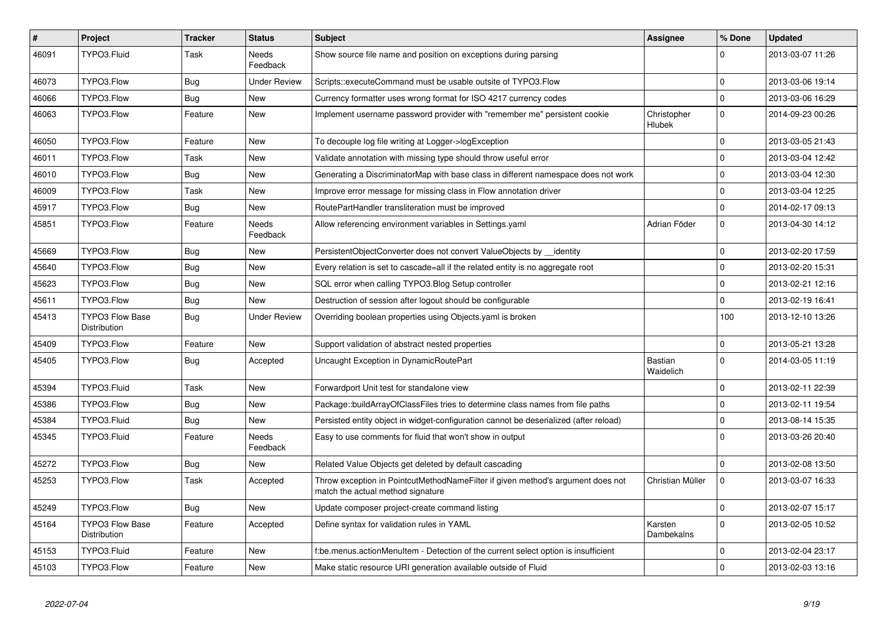| # | Project | Tracker | Status | Subject | Assignee | % Done | Updated |
|---|---|---|---|---|---|---|---|
| 46091 | TYPO3.Fluid | Task | Needs Feedback | Show source file name and position on exceptions during parsing | | 0 | 2013-03-07 11:26 |
| 46073 | TYPO3.Flow | Bug | Under Review | Scripts::executeCommand must be usable outsite of TYPO3.Flow | | 0 | 2013-03-06 19:14 |
| 46066 | TYPO3.Flow | Bug | New | Currency formatter uses wrong format for ISO 4217 currency codes | | 0 | 2013-03-06 16:29 |
| 46063 | TYPO3.Flow | Feature | New | Implement username password provider with "remember me" persistent cookie | Christopher Hlubek | 0 | 2014-09-23 00:26 |
| 46050 | TYPO3.Flow | Feature | New | To decouple log file writing at Logger->logException | | 0 | 2013-03-05 21:43 |
| 46011 | TYPO3.Flow | Task | New | Validate annotation with missing type should throw useful error | | 0 | 2013-03-04 12:42 |
| 46010 | TYPO3.Flow | Bug | New | Generating a DiscriminatorMap with base class in different namespace does not work | | 0 | 2013-03-04 12:30 |
| 46009 | TYPO3.Flow | Task | New | Improve error message for missing class in Flow annotation driver | | 0 | 2013-03-04 12:25 |
| 45917 | TYPO3.Flow | Bug | New | RoutePartHandler transliteration must be improved | | 0 | 2014-02-17 09:13 |
| 45851 | TYPO3.Flow | Feature | Needs Feedback | Allow referencing environment variables in Settings.yaml | Adrian Föder | 0 | 2013-04-30 14:12 |
| 45669 | TYPO3.Flow | Bug | New | PersistentObjectConverter does not convert ValueObjects by __identity | | 0 | 2013-02-20 17:59 |
| 45640 | TYPO3.Flow | Bug | New | Every relation is set to cascade=all if the related entity is no aggregate root | | 0 | 2013-02-20 15:31 |
| 45623 | TYPO3.Flow | Bug | New | SQL error when calling TYPO3.Blog Setup controller | | 0 | 2013-02-21 12:16 |
| 45611 | TYPO3.Flow | Bug | New | Destruction of session after logout should be configurable | | 0 | 2013-02-19 16:41 |
| 45413 | TYPO3 Flow Base Distribution | Bug | Under Review | Overriding boolean properties using Objects.yaml is broken | | 100 | 2013-12-10 13:26 |
| 45409 | TYPO3.Flow | Feature | New | Support validation of abstract nested properties | | 0 | 2013-05-21 13:28 |
| 45405 | TYPO3.Flow | Bug | Accepted | Uncaught Exception in DynamicRoutePart | Bastian Waidelich | 0 | 2014-03-05 11:19 |
| 45394 | TYPO3.Fluid | Task | New | Forwardport Unit test for standalone view | | 0 | 2013-02-11 22:39 |
| 45386 | TYPO3.Flow | Bug | New | Package::buildArrayOfClassFiles tries to determine class names from file paths | | 0 | 2013-02-11 19:54 |
| 45384 | TYPO3.Fluid | Bug | New | Persisted entity object in widget-configuration cannot be deserialized (after reload) | | 0 | 2013-08-14 15:35 |
| 45345 | TYPO3.Fluid | Feature | Needs Feedback | Easy to use comments for fluid that won't show in output | | 0 | 2013-03-26 20:40 |
| 45272 | TYPO3.Flow | Bug | New | Related Value Objects get deleted by default cascading | | 0 | 2013-02-08 13:50 |
| 45253 | TYPO3.Flow | Task | Accepted | Throw exception in PointcutMethodNameFilter if given method's argument does not match the actual method signature | Christian Müller | 0 | 2013-03-07 16:33 |
| 45249 | TYPO3.Flow | Bug | New | Update composer project-create command listing | | 0 | 2013-02-07 15:17 |
| 45164 | TYPO3 Flow Base Distribution | Feature | Accepted | Define syntax for validation rules in YAML | Karsten Dambekalns | 0 | 2013-02-05 10:52 |
| 45153 | TYPO3.Fluid | Feature | New | f:be.menus.actionMenuItem - Detection of the current select option is insufficient | | 0 | 2013-02-04 23:17 |
| 45103 | TYPO3.Flow | Feature | New | Make static resource URI generation available outside of Fluid | | 0 | 2013-02-03 13:16 |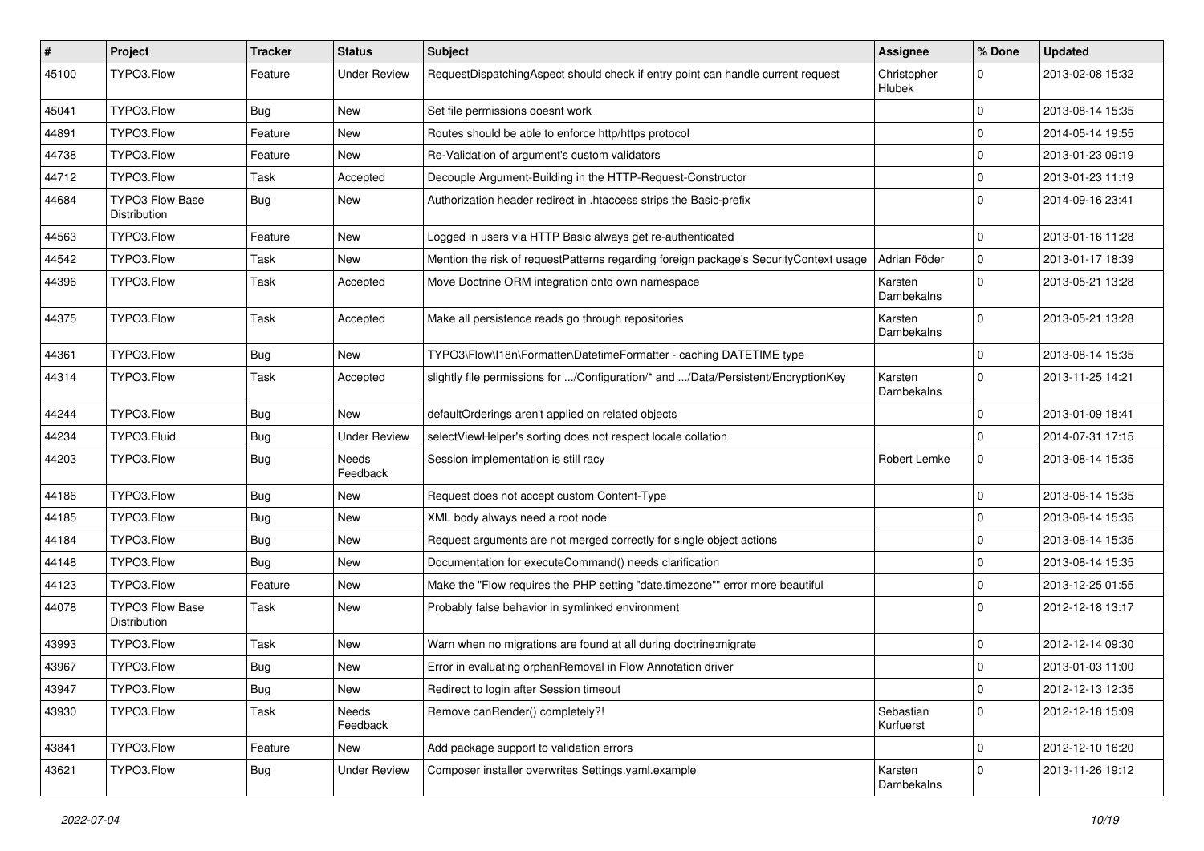| # | Project | Tracker | Status | Subject | Assignee | % Done | Updated |
|---|---|---|---|---|---|---|---|
| 45100 | TYPO3.Flow | Feature | Under Review | RequestDispatchingAspect should check if entry point can handle current request | Christopher Hlubek | 0 | 2013-02-08 15:32 |
| 45041 | TYPO3.Flow | Bug | New | Set file permissions doesnt work | | 0 | 2013-08-14 15:35 |
| 44891 | TYPO3.Flow | Feature | New | Routes should be able to enforce http/https protocol | | 0 | 2014-05-14 19:55 |
| 44738 | TYPO3.Flow | Feature | New | Re-Validation of argument's custom validators | | 0 | 2013-01-23 09:19 |
| 44712 | TYPO3.Flow | Task | Accepted | Decouple Argument-Building in the HTTP-Request-Constructor | | 0 | 2013-01-23 11:19 |
| 44684 | TYPO3 Flow Base Distribution | Bug | New | Authorization header redirect in .htaccess strips the Basic-prefix | | 0 | 2014-09-16 23:41 |
| 44563 | TYPO3.Flow | Feature | New | Logged in users via HTTP Basic always get re-authenticated | | 0 | 2013-01-16 11:28 |
| 44542 | TYPO3.Flow | Task | New | Mention the risk of requestPatterns regarding foreign package's SecurityContext usage | Adrian Föder | 0 | 2013-01-17 18:39 |
| 44396 | TYPO3.Flow | Task | Accepted | Move Doctrine ORM integration onto own namespace | Karsten Dambekalns | 0 | 2013-05-21 13:28 |
| 44375 | TYPO3.Flow | Task | Accepted | Make all persistence reads go through repositories | Karsten Dambekalns | 0 | 2013-05-21 13:28 |
| 44361 | TYPO3.Flow | Bug | New | TYPO3\Flow\I18n\Formatter\DatetimeFormatter - caching DATETIME type | | 0 | 2013-08-14 15:35 |
| 44314 | TYPO3.Flow | Task | Accepted | slightly file permissions for .../Configuration/* and .../Data/Persistent/EncryptionKey | Karsten Dambekalns | 0 | 2013-11-25 14:21 |
| 44244 | TYPO3.Flow | Bug | New | defaultOrderings aren't applied on related objects | | 0 | 2013-01-09 18:41 |
| 44234 | TYPO3.Fluid | Bug | Under Review | selectViewHelper's sorting does not respect locale collation | | 0 | 2014-07-31 17:15 |
| 44203 | TYPO3.Flow | Bug | Needs Feedback | Session implementation is still racy | Robert Lemke | 0 | 2013-08-14 15:35 |
| 44186 | TYPO3.Flow | Bug | New | Request does not accept custom Content-Type | | 0 | 2013-08-14 15:35 |
| 44185 | TYPO3.Flow | Bug | New | XML body always need a root node | | 0 | 2013-08-14 15:35 |
| 44184 | TYPO3.Flow | Bug | New | Request arguments are not merged correctly for single object actions | | 0 | 2013-08-14 15:35 |
| 44148 | TYPO3.Flow | Bug | New | Documentation for executeCommand() needs clarification | | 0 | 2013-08-14 15:35 |
| 44123 | TYPO3.Flow | Feature | New | Make the "Flow requires the PHP setting "date.timezone"" error more beautiful | | 0 | 2013-12-25 01:55 |
| 44078 | TYPO3 Flow Base Distribution | Task | New | Probably false behavior in symlinked environment | | 0 | 2012-12-18 13:17 |
| 43993 | TYPO3.Flow | Task | New | Warn when no migrations are found at all during doctrine:migrate | | 0 | 2012-12-14 09:30 |
| 43967 | TYPO3.Flow | Bug | New | Error in evaluating orphanRemoval in Flow Annotation driver | | 0 | 2013-01-03 11:00 |
| 43947 | TYPO3.Flow | Bug | New | Redirect to login after Session timeout | | 0 | 2012-12-13 12:35 |
| 43930 | TYPO3.Flow | Task | Needs Feedback | Remove canRender() completely?! | Sebastian Kurfuerst | 0 | 2012-12-18 15:09 |
| 43841 | TYPO3.Flow | Feature | New | Add package support to validation errors | | 0 | 2012-12-10 16:20 |
| 43621 | TYPO3.Flow | Bug | Under Review | Composer installer overwrites Settings.yaml.example | Karsten Dambekalns | 0 | 2013-11-26 19:12 |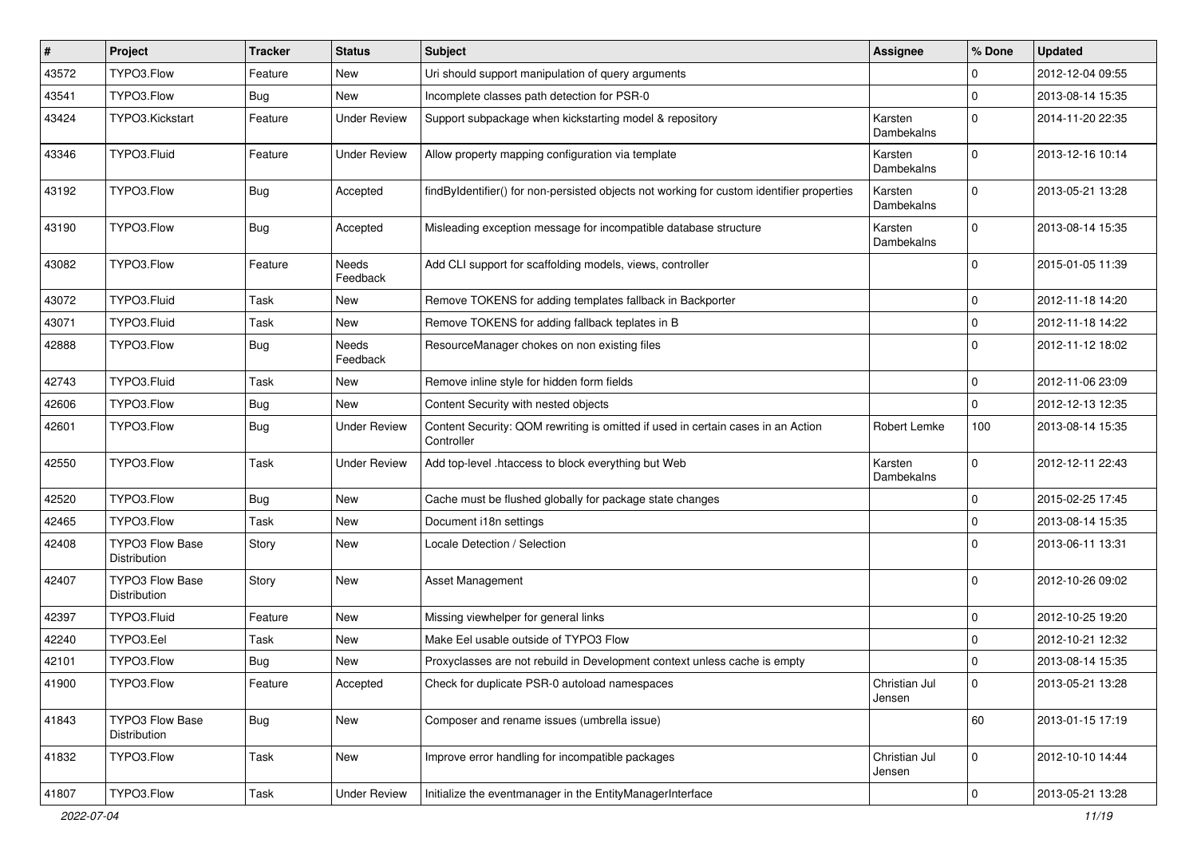| # | Project | Tracker | Status | Subject | Assignee | % Done | Updated |
|---|---|---|---|---|---|---|---|
| 43572 | TYPO3.Flow | Feature | New | Uri should support manipulation of query arguments | | 0 | 2012-12-04 09:55 |
| 43541 | TYPO3.Flow | Bug | New | Incomplete classes path detection for PSR-0 | | 0 | 2013-08-14 15:35 |
| 43424 | TYPO3.Kickstart | Feature | Under Review | Support subpackage when kickstarting model & repository | Karsten Dambekalns | 0 | 2014-11-20 22:35 |
| 43346 | TYPO3.Fluid | Feature | Under Review | Allow property mapping configuration via template | Karsten Dambekalns | 0 | 2013-12-16 10:14 |
| 43192 | TYPO3.Flow | Bug | Accepted | findByIdentifier() for non-persisted objects not working for custom identifier properties | Karsten Dambekalns | 0 | 2013-05-21 13:28 |
| 43190 | TYPO3.Flow | Bug | Accepted | Misleading exception message for incompatible database structure | Karsten Dambekalns | 0 | 2013-08-14 15:35 |
| 43082 | TYPO3.Flow | Feature | Needs Feedback | Add CLI support for scaffolding models, views, controller | | 0 | 2015-01-05 11:39 |
| 43072 | TYPO3.Fluid | Task | New | Remove TOKENS for adding templates fallback in Backporter | | 0 | 2012-11-18 14:20 |
| 43071 | TYPO3.Fluid | Task | New | Remove TOKENS for adding fallback teplates in B | | 0 | 2012-11-18 14:22 |
| 42888 | TYPO3.Flow | Bug | Needs Feedback | ResourceManager chokes on non existing files | | 0 | 2012-11-12 18:02 |
| 42743 | TYPO3.Fluid | Task | New | Remove inline style for hidden form fields | | 0 | 2012-11-06 23:09 |
| 42606 | TYPO3.Flow | Bug | New | Content Security with nested objects | | 0 | 2012-12-13 12:35 |
| 42601 | TYPO3.Flow | Bug | Under Review | Content Security: QOM rewriting is omitted if used in certain cases in an Action Controller | Robert Lemke | 100 | 2013-08-14 15:35 |
| 42550 | TYPO3.Flow | Task | Under Review | Add top-level .htaccess to block everything but Web | Karsten Dambekalns | 0 | 2012-12-11 22:43 |
| 42520 | TYPO3.Flow | Bug | New | Cache must be flushed globally for package state changes | | 0 | 2015-02-25 17:45 |
| 42465 | TYPO3.Flow | Task | New | Document i18n settings | | 0 | 2013-08-14 15:35 |
| 42408 | TYPO3 Flow Base Distribution | Story | New | Locale Detection / Selection | | 0 | 2013-06-11 13:31 |
| 42407 | TYPO3 Flow Base Distribution | Story | New | Asset Management | | 0 | 2012-10-26 09:02 |
| 42397 | TYPO3.Fluid | Feature | New | Missing viewhelper for general links | | 0 | 2012-10-25 19:20 |
| 42240 | TYPO3.Eel | Task | New | Make Eel usable outside of TYPO3 Flow | | 0 | 2012-10-21 12:32 |
| 42101 | TYPO3.Flow | Bug | New | Proxyclasses are not rebuild in Development context unless cache is empty | | 0 | 2013-08-14 15:35 |
| 41900 | TYPO3.Flow | Feature | Accepted | Check for duplicate PSR-0 autoload namespaces | Christian Jul Jensen | 0 | 2013-05-21 13:28 |
| 41843 | TYPO3 Flow Base Distribution | Bug | New | Composer and rename issues (umbrella issue) | | 60 | 2013-01-15 17:19 |
| 41832 | TYPO3.Flow | Task | New | Improve error handling for incompatible packages | Christian Jul Jensen | 0 | 2012-10-10 14:44 |
| 41807 | TYPO3.Flow | Task | Under Review | Initialize the eventmanager in the EntityManagerInterface | | 0 | 2013-05-21 13:28 |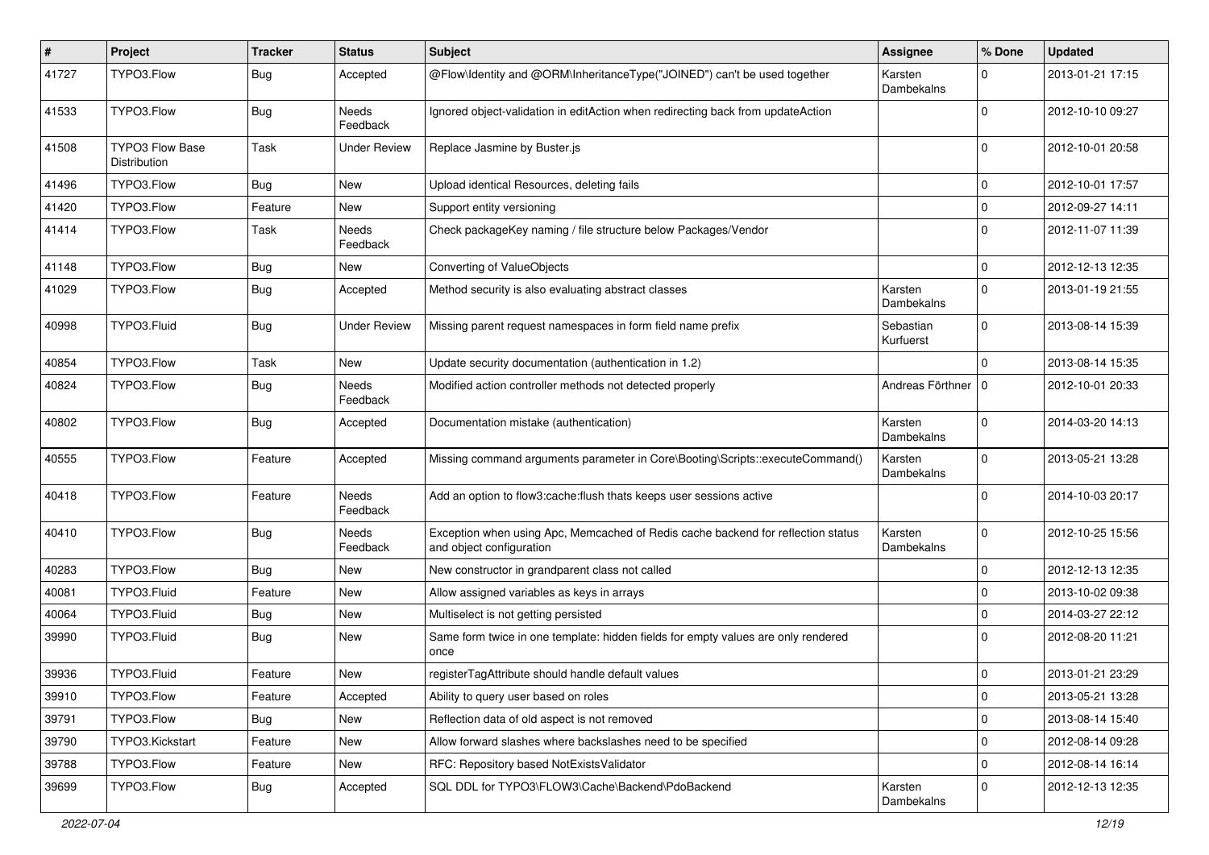| # | Project | Tracker | Status | Subject | Assignee | % Done | Updated |
|---|---|---|---|---|---|---|---|
| 41727 | TYPO3.Flow | Bug | Accepted | @Flow\Identity and @ORM\InheritanceType("JOINED") can't be used together | Karsten Dambekalns | 0 | 2013-01-21 17:15 |
| 41533 | TYPO3.Flow | Bug | Needs Feedback | Ignored object-validation in editAction when redirecting back from updateAction | | 0 | 2012-10-10 09:27 |
| 41508 | TYPO3 Flow Base Distribution | Task | Under Review | Replace Jasmine by Buster.js | | 0 | 2012-10-01 20:58 |
| 41496 | TYPO3.Flow | Bug | New | Upload identical Resources, deleting fails | | 0 | 2012-10-01 17:57 |
| 41420 | TYPO3.Flow | Feature | New | Support entity versioning | | 0 | 2012-09-27 14:11 |
| 41414 | TYPO3.Flow | Task | Needs Feedback | Check packageKey naming / file structure below Packages/Vendor | | 0 | 2012-11-07 11:39 |
| 41148 | TYPO3.Flow | Bug | New | Converting of ValueObjects | | 0 | 2012-12-13 12:35 |
| 41029 | TYPO3.Flow | Bug | Accepted | Method security is also evaluating abstract classes | Karsten Dambekalns | 0 | 2013-01-19 21:55 |
| 40998 | TYPO3.Fluid | Bug | Under Review | Missing parent request namespaces in form field name prefix | Sebastian Kurfuerst | 0 | 2013-08-14 15:39 |
| 40854 | TYPO3.Flow | Task | New | Update security documentation (authentication in 1.2) | | 0 | 2013-08-14 15:35 |
| 40824 | TYPO3.Flow | Bug | Needs Feedback | Modified action controller methods not detected properly | Andreas Förthner | 0 | 2012-10-01 20:33 |
| 40802 | TYPO3.Flow | Bug | Accepted | Documentation mistake (authentication) | Karsten Dambekalns | 0 | 2014-03-20 14:13 |
| 40555 | TYPO3.Flow | Feature | Accepted | Missing command arguments parameter in Core\Booting\Scripts::executeCommand() | Karsten Dambekalns | 0 | 2013-05-21 13:28 |
| 40418 | TYPO3.Flow | Feature | Needs Feedback | Add an option to flow3:cache:flush thats keeps user sessions active | | 0 | 2014-10-03 20:17 |
| 40410 | TYPO3.Flow | Bug | Needs Feedback | Exception when using Apc, Memcached of Redis cache backend for reflection status and object configuration | Karsten Dambekalns | 0 | 2012-10-25 15:56 |
| 40283 | TYPO3.Flow | Bug | New | New constructor in grandparent class not called | | 0 | 2012-12-13 12:35 |
| 40081 | TYPO3.Fluid | Feature | New | Allow assigned variables as keys in arrays | | 0 | 2013-10-02 09:38 |
| 40064 | TYPO3.Fluid | Bug | New | Multiselect is not getting persisted | | 0 | 2014-03-27 22:12 |
| 39990 | TYPO3.Fluid | Bug | New | Same form twice in one template: hidden fields for empty values are only rendered once | | 0 | 2012-08-20 11:21 |
| 39936 | TYPO3.Fluid | Feature | New | registerTagAttribute should handle default values | | 0 | 2013-01-21 23:29 |
| 39910 | TYPO3.Flow | Feature | Accepted | Ability to query user based on roles | | 0 | 2013-05-21 13:28 |
| 39791 | TYPO3.Flow | Bug | New | Reflection data of old aspect is not removed | | 0 | 2013-08-14 15:40 |
| 39790 | TYPO3.Kickstart | Feature | New | Allow forward slashes where backslashes need to be specified | | 0 | 2012-08-14 09:28 |
| 39788 | TYPO3.Flow | Feature | New | RFC: Repository based NotExistsValidator | | 0 | 2012-08-14 16:14 |
| 39699 | TYPO3.Flow | Bug | Accepted | SQL DDL for TYPO3\FLOW3\Cache\Backend\PdoBackend | Karsten Dambekalns | 0 | 2012-12-13 12:35 |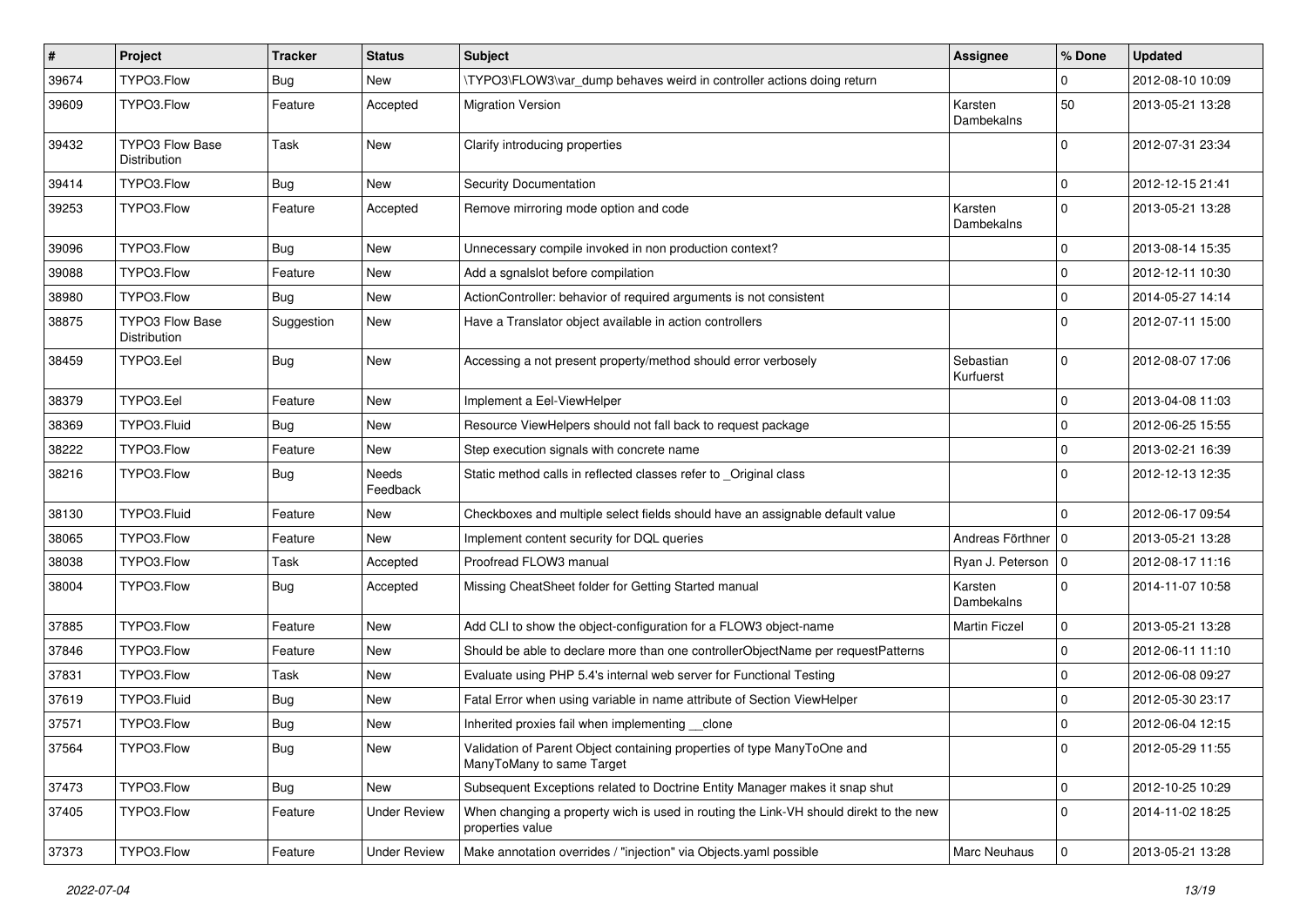| # | Project | Tracker | Status | Subject | Assignee | % Done | Updated |
|---|---|---|---|---|---|---|---|
| 39674 | TYPO3.Flow | Bug | New | \TYPO3\FLOW3\var_dump behaves weird in controller actions doing return | | 0 | 2012-08-10 10:09 |
| 39609 | TYPO3.Flow | Feature | Accepted | Migration Version | Karsten Dambekalns | 50 | 2013-05-21 13:28 |
| 39432 | TYPO3 Flow Base Distribution | Task | New | Clarify introducing properties | | 0 | 2012-07-31 23:34 |
| 39414 | TYPO3.Flow | Bug | New | Security Documentation | | 0 | 2012-12-15 21:41 |
| 39253 | TYPO3.Flow | Feature | Accepted | Remove mirroring mode option and code | Karsten Dambekalns | 0 | 2013-05-21 13:28 |
| 39096 | TYPO3.Flow | Bug | New | Unnecessary compile invoked in non production context? | | 0 | 2013-08-14 15:35 |
| 39088 | TYPO3.Flow | Feature | New | Add a sgnalslot before compilation | | 0 | 2012-12-11 10:30 |
| 38980 | TYPO3.Flow | Bug | New | ActionController: behavior of required arguments is not consistent | | 0 | 2014-05-27 14:14 |
| 38875 | TYPO3 Flow Base Distribution | Suggestion | New | Have a Translator object available in action controllers | | 0 | 2012-07-11 15:00 |
| 38459 | TYPO3.Eel | Bug | New | Accessing a not present property/method should error verbosely | Sebastian Kurfuerst | 0 | 2012-08-07 17:06 |
| 38379 | TYPO3.Eel | Feature | New | Implement a Eel-ViewHelper | | 0 | 2013-04-08 11:03 |
| 38369 | TYPO3.Fluid | Bug | New | Resource ViewHelpers should not fall back to request package | | 0 | 2012-06-25 15:55 |
| 38222 | TYPO3.Flow | Feature | New | Step execution signals with concrete name | | 0 | 2013-02-21 16:39 |
| 38216 | TYPO3.Flow | Bug | Needs Feedback | Static method calls in reflected classes refer to _Original class | | 0 | 2012-12-13 12:35 |
| 38130 | TYPO3.Fluid | Feature | New | Checkboxes and multiple select fields should have an assignable default value | | 0 | 2012-06-17 09:54 |
| 38065 | TYPO3.Flow | Feature | New | Implement content security for DQL queries | Andreas Förthner | 0 | 2013-05-21 13:28 |
| 38038 | TYPO3.Flow | Task | Accepted | Proofread FLOW3 manual | Ryan J. Peterson | 0 | 2012-08-17 11:16 |
| 38004 | TYPO3.Flow | Bug | Accepted | Missing CheatSheet folder for Getting Started manual | Karsten Dambekalns | 0 | 2014-11-07 10:58 |
| 37885 | TYPO3.Flow | Feature | New | Add CLI to show the object-configuration for a FLOW3 object-name | Martin Ficzel | 0 | 2013-05-21 13:28 |
| 37846 | TYPO3.Flow | Feature | New | Should be able to declare more than one controllerObjectName per requestPatterns | | 0 | 2012-06-11 11:10 |
| 37831 | TYPO3.Flow | Task | New | Evaluate using PHP 5.4's internal web server for Functional Testing | | 0 | 2012-06-08 09:27 |
| 37619 | TYPO3.Fluid | Bug | New | Fatal Error when using variable in name attribute of Section ViewHelper | | 0 | 2012-05-30 23:17 |
| 37571 | TYPO3.Flow | Bug | New | Inherited proxies fail when implementing __clone | | 0 | 2012-06-04 12:15 |
| 37564 | TYPO3.Flow | Bug | New | Validation of Parent Object containing properties of type ManyToOne and ManyToMany to same Target | | 0 | 2012-05-29 11:55 |
| 37473 | TYPO3.Flow | Bug | New | Subsequent Exceptions related to Doctrine Entity Manager makes it snap shut | | 0 | 2012-10-25 10:29 |
| 37405 | TYPO3.Flow | Feature | Under Review | When changing a property wich is used in routing the Link-VH should direkt to the new properties value | | 0 | 2014-11-02 18:25 |
| 37373 | TYPO3.Flow | Feature | Under Review | Make annotation overrides / "injection" via Objects.yaml possible | Marc Neuhaus | 0 | 2013-05-21 13:28 |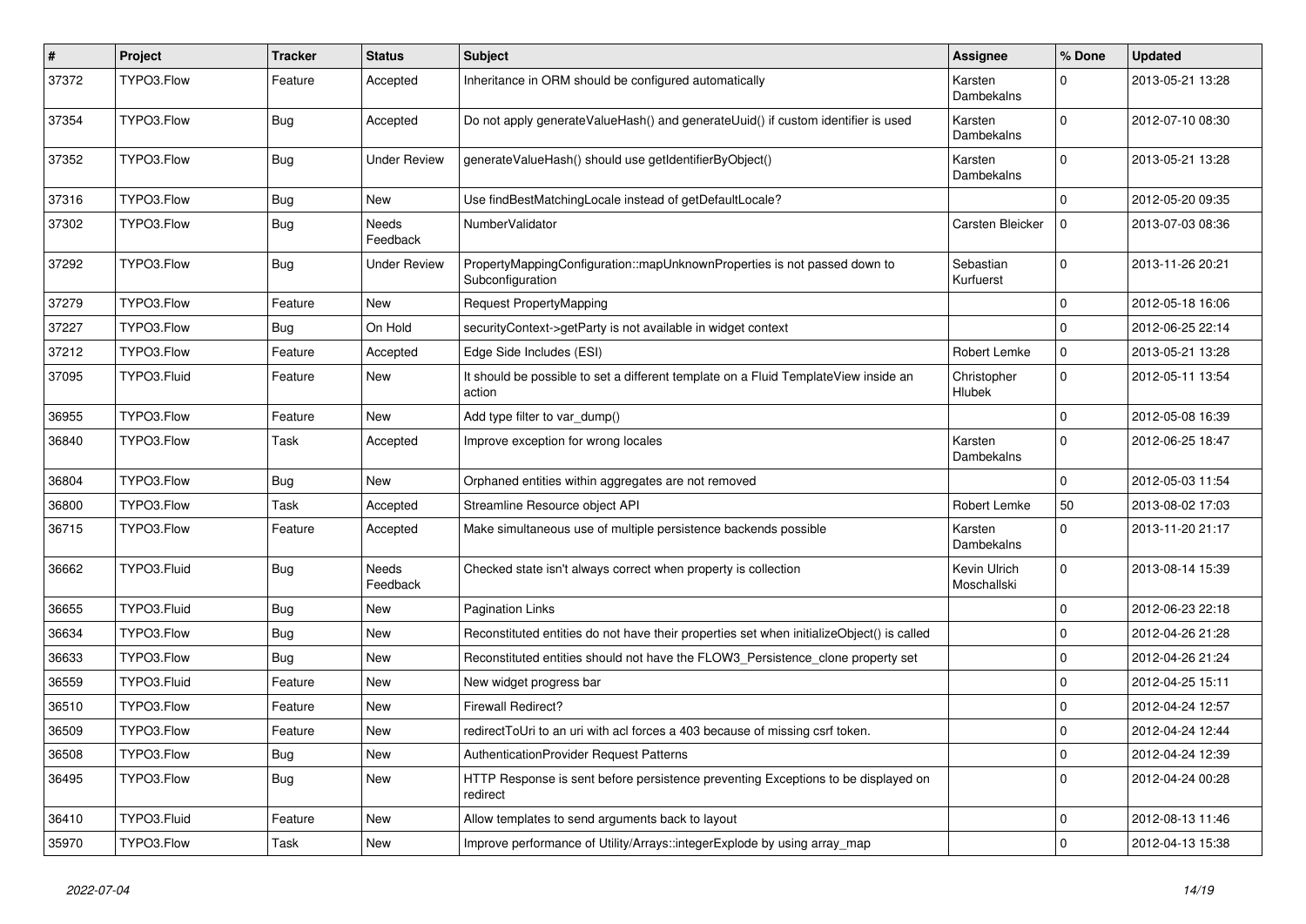| # | Project | Tracker | Status | Subject | Assignee | % Done | Updated |
| --- | --- | --- | --- | --- | --- | --- | --- |
| 37372 | TYPO3.Flow | Feature | Accepted | Inheritance in ORM should be configured automatically | Karsten Dambekalns | 0 | 2013-05-21 13:28 |
| 37354 | TYPO3.Flow | Bug | Accepted | Do not apply generateValueHash() and generateUuid() if custom identifier is used | Karsten Dambekalns | 0 | 2012-07-10 08:30 |
| 37352 | TYPO3.Flow | Bug | Under Review | generateValueHash() should use getIdentifierByObject() | Karsten Dambekalns | 0 | 2013-05-21 13:28 |
| 37316 | TYPO3.Flow | Bug | New | Use findBestMatchingLocale instead of getDefaultLocale? | | 0 | 2012-05-20 09:35 |
| 37302 | TYPO3.Flow | Bug | Needs Feedback | NumberValidator | Carsten Bleicker | 0 | 2013-07-03 08:36 |
| 37292 | TYPO3.Flow | Bug | Under Review | PropertyMappingConfiguration::mapUnknownProperties is not passed down to Subconfiguration | Sebastian Kurfuerst | 0 | 2013-11-26 20:21 |
| 37279 | TYPO3.Flow | Feature | New | Request PropertyMapping | | 0 | 2012-05-18 16:06 |
| 37227 | TYPO3.Flow | Bug | On Hold | securityContext->getParty is not available in widget context | | 0 | 2012-06-25 22:14 |
| 37212 | TYPO3.Flow | Feature | Accepted | Edge Side Includes (ESI) | Robert Lemke | 0 | 2013-05-21 13:28 |
| 37095 | TYPO3.Fluid | Feature | New | It should be possible to set a different template on a Fluid TemplateView inside an action | Christopher Hlubek | 0 | 2012-05-11 13:54 |
| 36955 | TYPO3.Flow | Feature | New | Add type filter to var_dump() | | 0 | 2012-05-08 16:39 |
| 36840 | TYPO3.Flow | Task | Accepted | Improve exception for wrong locales | Karsten Dambekalns | 0 | 2012-06-25 18:47 |
| 36804 | TYPO3.Flow | Bug | New | Orphaned entities within aggregates are not removed | | 0 | 2012-05-03 11:54 |
| 36800 | TYPO3.Flow | Task | Accepted | Streamline Resource object API | Robert Lemke | 50 | 2013-08-02 17:03 |
| 36715 | TYPO3.Flow | Feature | Accepted | Make simultaneous use of multiple persistence backends possible | Karsten Dambekalns | 0 | 2013-11-20 21:17 |
| 36662 | TYPO3.Fluid | Bug | Needs Feedback | Checked state isn't always correct when property is collection | Kevin Ulrich Moschallski | 0 | 2013-08-14 15:39 |
| 36655 | TYPO3.Fluid | Bug | New | Pagination Links | | 0 | 2012-06-23 22:18 |
| 36634 | TYPO3.Flow | Bug | New | Reconstituted entities do not have their properties set when initializeObject() is called | | 0 | 2012-04-26 21:28 |
| 36633 | TYPO3.Flow | Bug | New | Reconstituted entities should not have the FLOW3_Persistence_clone property set | | 0 | 2012-04-26 21:24 |
| 36559 | TYPO3.Fluid | Feature | New | New widget progress bar | | 0 | 2012-04-25 15:11 |
| 36510 | TYPO3.Flow | Feature | New | Firewall Redirect? | | 0 | 2012-04-24 12:57 |
| 36509 | TYPO3.Flow | Feature | New | redirectToUri to an uri with acl forces a 403 because of missing csrf token. | | 0 | 2012-04-24 12:44 |
| 36508 | TYPO3.Flow | Bug | New | AuthenticationProvider Request Patterns | | 0 | 2012-04-24 12:39 |
| 36495 | TYPO3.Flow | Bug | New | HTTP Response is sent before persistence preventing Exceptions to be displayed on redirect | | 0 | 2012-04-24 00:28 |
| 36410 | TYPO3.Fluid | Feature | New | Allow templates to send arguments back to layout | | 0 | 2012-08-13 11:46 |
| 35970 | TYPO3.Flow | Task | New | Improve performance of Utility/Arrays::integerExplode by using array_map | | 0 | 2012-04-13 15:38 |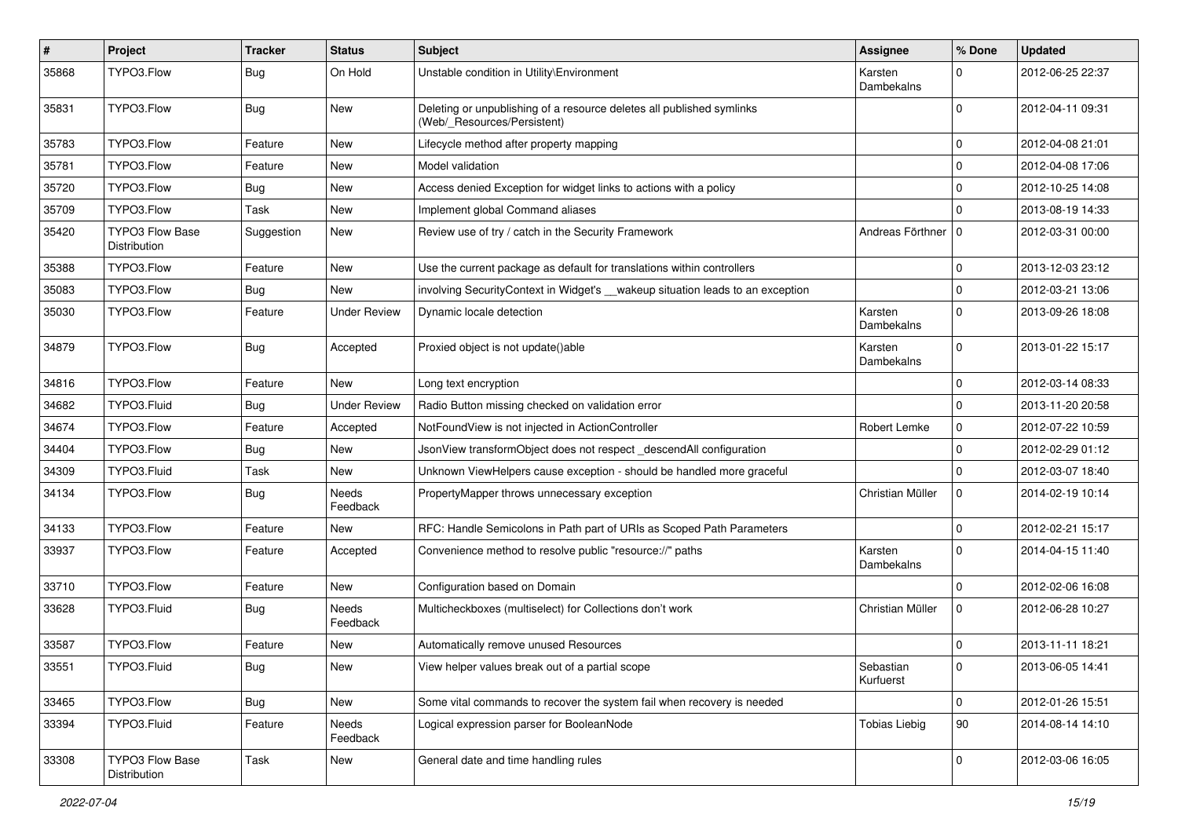| # | Project | Tracker | Status | Subject | Assignee | % Done | Updated |
|---|---|---|---|---|---|---|---|
| 35868 | TYPO3.Flow | Bug | On Hold | Unstable condition in Utility\Environment | Karsten Dambekalns | 0 | 2012-06-25 22:37 |
| 35831 | TYPO3.Flow | Bug | New | Deleting or unpublishing of a resource deletes all published symlinks (Web/_Resources/Persistent) | | 0 | 2012-04-11 09:31 |
| 35783 | TYPO3.Flow | Feature | New | Lifecycle method after property mapping | | 0 | 2012-04-08 21:01 |
| 35781 | TYPO3.Flow | Feature | New | Model validation | | 0 | 2012-04-08 17:06 |
| 35720 | TYPO3.Flow | Bug | New | Access denied Exception for widget links to actions with a policy | | 0 | 2012-10-25 14:08 |
| 35709 | TYPO3.Flow | Task | New | Implement global Command aliases | | 0 | 2013-08-19 14:33 |
| 35420 | TYPO3 Flow Base Distribution | Suggestion | New | Review use of try / catch in the Security Framework | Andreas Förthner | 0 | 2012-03-31 00:00 |
| 35388 | TYPO3.Flow | Feature | New | Use the current package as default for translations within controllers | | 0 | 2013-12-03 23:12 |
| 35083 | TYPO3.Flow | Bug | New | involving SecurityContext in Widget's __wakeup situation leads to an exception | | 0 | 2012-03-21 13:06 |
| 35030 | TYPO3.Flow | Feature | Under Review | Dynamic locale detection | Karsten Dambekalns | 0 | 2013-09-26 18:08 |
| 34879 | TYPO3.Flow | Bug | Accepted | Proxied object is not update()able | Karsten Dambekalns | 0 | 2013-01-22 15:17 |
| 34816 | TYPO3.Flow | Feature | New | Long text encryption | | 0 | 2012-03-14 08:33 |
| 34682 | TYPO3.Fluid | Bug | Under Review | Radio Button missing checked on validation error | | 0 | 2013-11-20 20:58 |
| 34674 | TYPO3.Flow | Feature | Accepted | NotFoundView is not injected in ActionController | Robert Lemke | 0 | 2012-07-22 10:59 |
| 34404 | TYPO3.Flow | Bug | New | JsonView transformObject does not respect _descendAll configuration | | 0 | 2012-02-29 01:12 |
| 34309 | TYPO3.Fluid | Task | New | Unknown ViewHelpers cause exception - should be handled more graceful | | 0 | 2012-03-07 18:40 |
| 34134 | TYPO3.Flow | Bug | Needs Feedback | PropertyMapper throws unnecessary exception | Christian Müller | 0 | 2014-02-19 10:14 |
| 34133 | TYPO3.Flow | Feature | New | RFC: Handle Semicolons in Path part of URIs as Scoped Path Parameters | | 0 | 2012-02-21 15:17 |
| 33937 | TYPO3.Flow | Feature | Accepted | Convenience method to resolve public "resource://" paths | Karsten Dambekalns | 0 | 2014-04-15 11:40 |
| 33710 | TYPO3.Flow | Feature | New | Configuration based on Domain | | 0 | 2012-02-06 16:08 |
| 33628 | TYPO3.Fluid | Bug | Needs Feedback | Multicheckboxes (multiselect) for Collections don't work | Christian Müller | 0 | 2012-06-28 10:27 |
| 33587 | TYPO3.Flow | Feature | New | Automatically remove unused Resources | | 0 | 2013-11-11 18:21 |
| 33551 | TYPO3.Fluid | Bug | New | View helper values break out of a partial scope | Sebastian Kurfuerst | 0 | 2013-06-05 14:41 |
| 33465 | TYPO3.Flow | Bug | New | Some vital commands to recover the system fail when recovery is needed | | 0 | 2012-01-26 15:51 |
| 33394 | TYPO3.Fluid | Feature | Needs Feedback | Logical expression parser for BooleanNode | Tobias Liebig | 90 | 2014-08-14 14:10 |
| 33308 | TYPO3 Flow Base Distribution | Task | New | General date and time handling rules | | 0 | 2012-03-06 16:05 |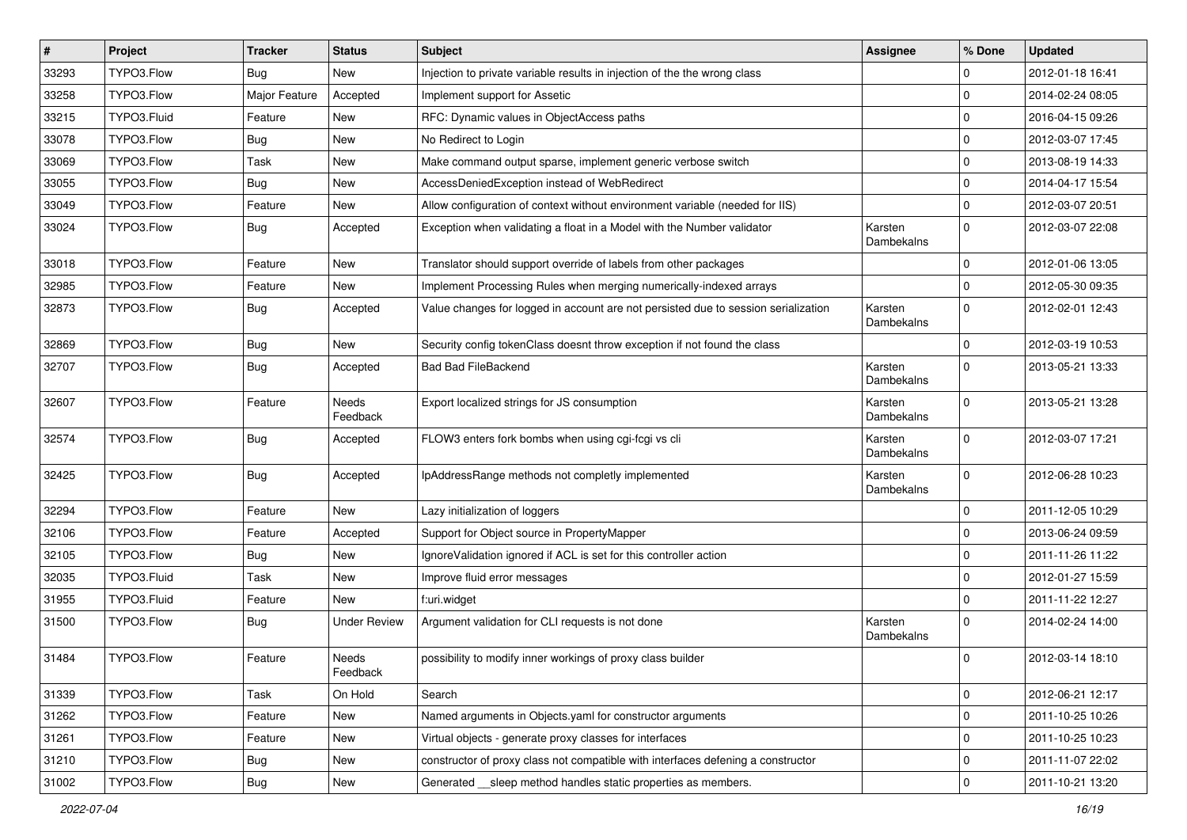| # | Project | Tracker | Status | Subject | Assignee | % Done | Updated |
|---|---|---|---|---|---|---|---|
| 33293 | TYPO3.Flow | Bug | New | Injection to private variable results in injection of the the wrong class | | 0 | 2012-01-18 16:41 |
| 33258 | TYPO3.Flow | Major Feature | Accepted | Implement support for Assetic | | 0 | 2014-02-24 08:05 |
| 33215 | TYPO3.Fluid | Feature | New | RFC: Dynamic values in ObjectAccess paths | | 0 | 2016-04-15 09:26 |
| 33078 | TYPO3.Flow | Bug | New | No Redirect to Login | | 0 | 2012-03-07 17:45 |
| 33069 | TYPO3.Flow | Task | New | Make command output sparse, implement generic verbose switch | | 0 | 2013-08-19 14:33 |
| 33055 | TYPO3.Flow | Bug | New | AccessDeniedException instead of WebRedirect | | 0 | 2014-04-17 15:54 |
| 33049 | TYPO3.Flow | Feature | New | Allow configuration of context without environment variable (needed for IIS) | | 0 | 2012-03-07 20:51 |
| 33024 | TYPO3.Flow | Bug | Accepted | Exception when validating a float in a Model with the Number validator | Karsten Dambekalns | 0 | 2012-03-07 22:08 |
| 33018 | TYPO3.Flow | Feature | New | Translator should support override of labels from other packages | | 0 | 2012-01-06 13:05 |
| 32985 | TYPO3.Flow | Feature | New | Implement Processing Rules when merging numerically-indexed arrays | | 0 | 2012-05-30 09:35 |
| 32873 | TYPO3.Flow | Bug | Accepted | Value changes for logged in account are not persisted due to session serialization | Karsten Dambekalns | 0 | 2012-02-01 12:43 |
| 32869 | TYPO3.Flow | Bug | New | Security config tokenClass doesnt throw exception if not found the class | | 0 | 2012-03-19 10:53 |
| 32707 | TYPO3.Flow | Bug | Accepted | Bad Bad FileBackend | Karsten Dambekalns | 0 | 2013-05-21 13:33 |
| 32607 | TYPO3.Flow | Feature | Needs Feedback | Export localized strings for JS consumption | Karsten Dambekalns | 0 | 2013-05-21 13:28 |
| 32574 | TYPO3.Flow | Bug | Accepted | FLOW3 enters fork bombs when using cgi-fcgi vs cli | Karsten Dambekalns | 0 | 2012-03-07 17:21 |
| 32425 | TYPO3.Flow | Bug | Accepted | IpAddressRange methods not completly implemented | Karsten Dambekalns | 0 | 2012-06-28 10:23 |
| 32294 | TYPO3.Flow | Feature | New | Lazy initialization of loggers | | 0 | 2011-12-05 10:29 |
| 32106 | TYPO3.Flow | Feature | Accepted | Support for Object source in PropertyMapper | | 0 | 2013-06-24 09:59 |
| 32105 | TYPO3.Flow | Bug | New | IgnoreValidation ignored if ACL is set for this controller action | | 0 | 2011-11-26 11:22 |
| 32035 | TYPO3.Fluid | Task | New | Improve fluid error messages | | 0 | 2012-01-27 15:59 |
| 31955 | TYPO3.Fluid | Feature | New | f:uri.widget | | 0 | 2011-11-22 12:27 |
| 31500 | TYPO3.Flow | Bug | Under Review | Argument validation for CLI requests is not done | Karsten Dambekalns | 0 | 2014-02-24 14:00 |
| 31484 | TYPO3.Flow | Feature | Needs Feedback | possibility to modify inner workings of proxy class builder | | 0 | 2012-03-14 18:10 |
| 31339 | TYPO3.Flow | Task | On Hold | Search | | 0 | 2012-06-21 12:17 |
| 31262 | TYPO3.Flow | Feature | New | Named arguments in Objects.yaml for constructor arguments | | 0 | 2011-10-25 10:26 |
| 31261 | TYPO3.Flow | Feature | New | Virtual objects - generate proxy classes for interfaces | | 0 | 2011-10-25 10:23 |
| 31210 | TYPO3.Flow | Bug | New | constructor of proxy class not compatible with interfaces defening a constructor | | 0 | 2011-11-07 22:02 |
| 31002 | TYPO3.Flow | Bug | New | Generated __sleep method handles static properties as members. | | 0 | 2011-10-21 13:20 |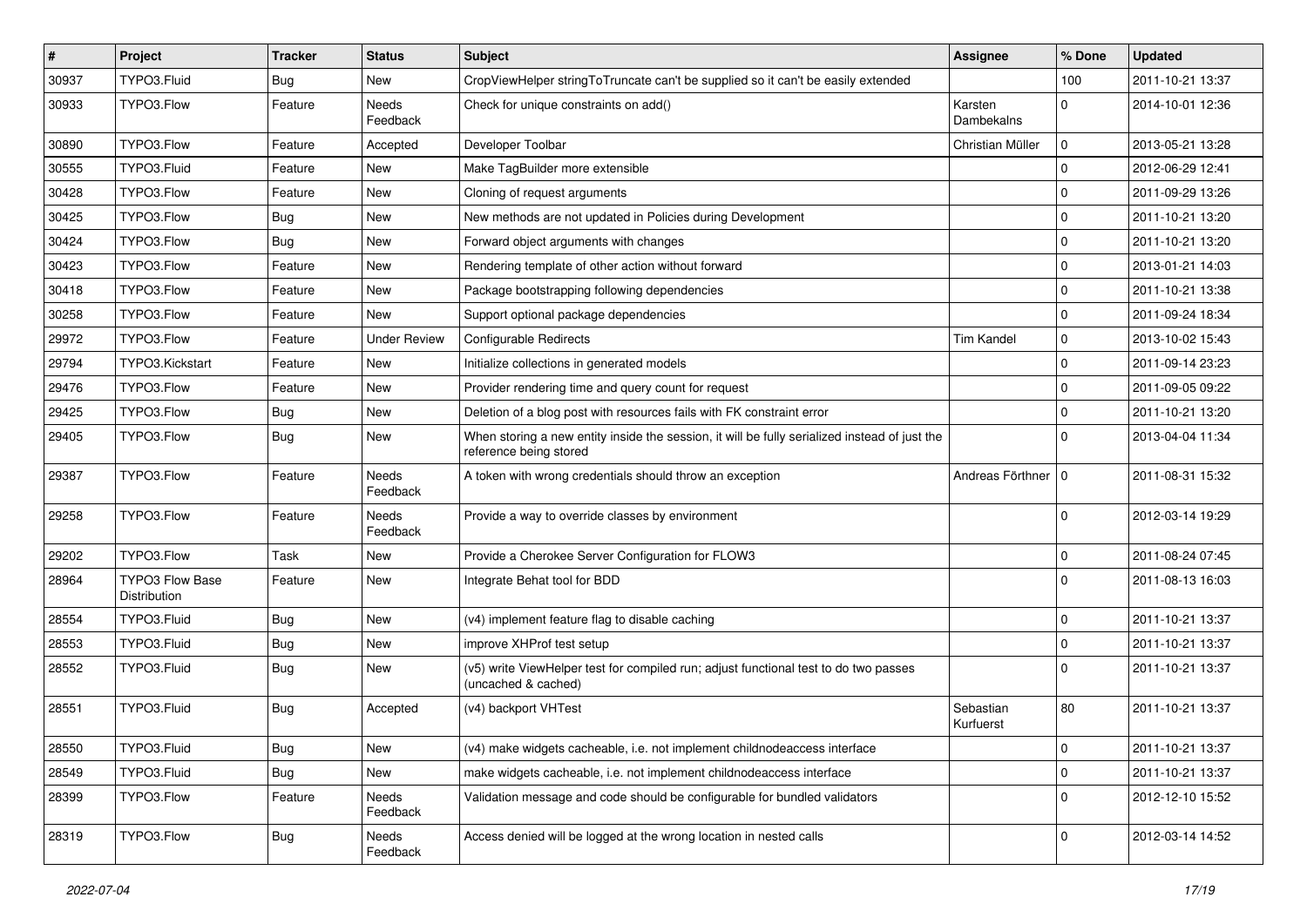| # | Project | Tracker | Status | Subject | Assignee | % Done | Updated |
|---|---|---|---|---|---|---|---|
| 30937 | TYPO3.Fluid | Bug | New | CropViewHelper stringToTruncate can't be supplied so it can't be easily extended | | 100 | 2011-10-21 13:37 |
| 30933 | TYPO3.Flow | Feature | Needs Feedback | Check for unique constraints on add() | Karsten Dambekalns | 0 | 2014-10-01 12:36 |
| 30890 | TYPO3.Flow | Feature | Accepted | Developer Toolbar | Christian Müller | 0 | 2013-05-21 13:28 |
| 30555 | TYPO3.Fluid | Feature | New | Make TagBuilder more extensible | | 0 | 2012-06-29 12:41 |
| 30428 | TYPO3.Flow | Feature | New | Cloning of request arguments | | 0 | 2011-09-29 13:26 |
| 30425 | TYPO3.Flow | Bug | New | New methods are not updated in Policies during Development | | 0 | 2011-10-21 13:20 |
| 30424 | TYPO3.Flow | Bug | New | Forward object arguments with changes | | 0 | 2011-10-21 13:20 |
| 30423 | TYPO3.Flow | Feature | New | Rendering template of other action without forward | | 0 | 2013-01-21 14:03 |
| 30418 | TYPO3.Flow | Feature | New | Package bootstrapping following dependencies | | 0 | 2011-10-21 13:38 |
| 30258 | TYPO3.Flow | Feature | New | Support optional package dependencies | | 0 | 2011-09-24 18:34 |
| 29972 | TYPO3.Flow | Feature | Under Review | Configurable Redirects | Tim Kandel | 0 | 2013-10-02 15:43 |
| 29794 | TYPO3.Kickstart | Feature | New | Initialize collections in generated models | | 0 | 2011-09-14 23:23 |
| 29476 | TYPO3.Flow | Feature | New | Provider rendering time and query count for request | | 0 | 2011-09-05 09:22 |
| 29425 | TYPO3.Flow | Bug | New | Deletion of a blog post with resources fails with FK constraint error | | 0 | 2011-10-21 13:20 |
| 29405 | TYPO3.Flow | Bug | New | When storing a new entity inside the session, it will be fully serialized instead of just the reference being stored | | 0 | 2013-04-04 11:34 |
| 29387 | TYPO3.Flow | Feature | Needs Feedback | A token with wrong credentials should throw an exception | Andreas Förthner | 0 | 2011-08-31 15:32 |
| 29258 | TYPO3.Flow | Feature | Needs Feedback | Provide a way to override classes by environment | | 0 | 2012-03-14 19:29 |
| 29202 | TYPO3.Flow | Task | New | Provide a Cherokee Server Configuration for FLOW3 | | 0 | 2011-08-24 07:45 |
| 28964 | TYPO3 Flow Base Distribution | Feature | New | Integrate Behat tool for BDD | | 0 | 2011-08-13 16:03 |
| 28554 | TYPO3.Fluid | Bug | New | (v4) implement feature flag to disable caching | | 0 | 2011-10-21 13:37 |
| 28553 | TYPO3.Fluid | Bug | New | improve XHProf test setup | | 0 | 2011-10-21 13:37 |
| 28552 | TYPO3.Fluid | Bug | New | (v5) write ViewHelper test for compiled run; adjust functional test to do two passes (uncached & cached) | | 0 | 2011-10-21 13:37 |
| 28551 | TYPO3.Fluid | Bug | Accepted | (v4) backport VHTest | Sebastian Kurfuerst | 80 | 2011-10-21 13:37 |
| 28550 | TYPO3.Fluid | Bug | New | (v4) make widgets cacheable, i.e. not implement childnodeaccess interface | | 0 | 2011-10-21 13:37 |
| 28549 | TYPO3.Fluid | Bug | New | make widgets cacheable, i.e. not implement childnodeaccess interface | | 0 | 2011-10-21 13:37 |
| 28399 | TYPO3.Flow | Feature | Needs Feedback | Validation message and code should be configurable for bundled validators | | 0 | 2012-12-10 15:52 |
| 28319 | TYPO3.Flow | Bug | Needs Feedback | Access denied will be logged at the wrong location in nested calls | | 0 | 2012-03-14 14:52 |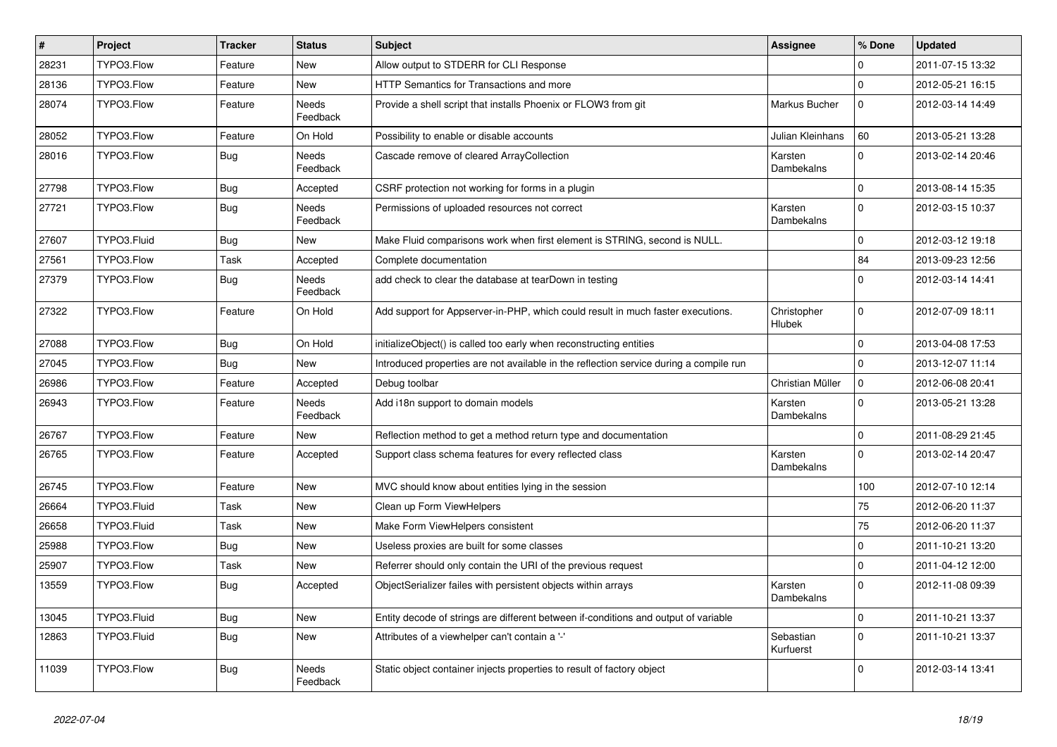| # | Project | Tracker | Status | Subject | Assignee | % Done | Updated |
|---|---|---|---|---|---|---|---|
| 28231 | TYPO3.Flow | Feature | New | Allow output to STDERR for CLI Response | | 0 | 2011-07-15 13:32 |
| 28136 | TYPO3.Flow | Feature | New | HTTP Semantics for Transactions and more | | 0 | 2012-05-21 16:15 |
| 28074 | TYPO3.Flow | Feature | Needs Feedback | Provide a shell script that installs Phoenix or FLOW3 from git | Markus Bucher | 0 | 2012-03-14 14:49 |
| 28052 | TYPO3.Flow | Feature | On Hold | Possibility to enable or disable accounts | Julian Kleinhans | 60 | 2013-05-21 13:28 |
| 28016 | TYPO3.Flow | Bug | Needs Feedback | Cascade remove of cleared ArrayCollection | Karsten Dambekalns | 0 | 2013-02-14 20:46 |
| 27798 | TYPO3.Flow | Bug | Accepted | CSRF protection not working for forms in a plugin | | 0 | 2013-08-14 15:35 |
| 27721 | TYPO3.Flow | Bug | Needs Feedback | Permissions of uploaded resources not correct | Karsten Dambekalns | 0 | 2012-03-15 10:37 |
| 27607 | TYPO3.Fluid | Bug | New | Make Fluid comparisons work when first element is STRING, second is NULL. | | 0 | 2012-03-12 19:18 |
| 27561 | TYPO3.Flow | Task | Accepted | Complete documentation | | 84 | 2013-09-23 12:56 |
| 27379 | TYPO3.Flow | Bug | Needs Feedback | add check to clear the database at tearDown in testing | | 0 | 2012-03-14 14:41 |
| 27322 | TYPO3.Flow | Feature | On Hold | Add support for Appserver-in-PHP, which could result in much faster executions. | Christopher Hlubek | 0 | 2012-07-09 18:11 |
| 27088 | TYPO3.Flow | Bug | On Hold | initializeObject() is called too early when reconstructing entities | | 0 | 2013-04-08 17:53 |
| 27045 | TYPO3.Flow | Bug | New | Introduced properties are not available in the reflection service during a compile run | | 0 | 2013-12-07 11:14 |
| 26986 | TYPO3.Flow | Feature | Accepted | Debug toolbar | Christian Müller | 0 | 2012-06-08 20:41 |
| 26943 | TYPO3.Flow | Feature | Needs Feedback | Add i18n support to domain models | Karsten Dambekalns | 0 | 2013-05-21 13:28 |
| 26767 | TYPO3.Flow | Feature | New | Reflection method to get a method return type and documentation | | 0 | 2011-08-29 21:45 |
| 26765 | TYPO3.Flow | Feature | Accepted | Support class schema features for every reflected class | Karsten Dambekalns | 0 | 2013-02-14 20:47 |
| 26745 | TYPO3.Flow | Feature | New | MVC should know about entities lying in the session | | 100 | 2012-07-10 12:14 |
| 26664 | TYPO3.Fluid | Task | New | Clean up Form ViewHelpers | | 75 | 2012-06-20 11:37 |
| 26658 | TYPO3.Fluid | Task | New | Make Form ViewHelpers consistent | | 75 | 2012-06-20 11:37 |
| 25988 | TYPO3.Flow | Bug | New | Useless proxies are built for some classes | | 0 | 2011-10-21 13:20 |
| 25907 | TYPO3.Flow | Task | New | Referrer should only contain the URI of the previous request | | 0 | 2011-04-12 12:00 |
| 13559 | TYPO3.Flow | Bug | Accepted | ObjectSerializer failes with persistent objects within arrays | Karsten Dambekalns | 0 | 2012-11-08 09:39 |
| 13045 | TYPO3.Fluid | Bug | New | Entity decode of strings are different between if-conditions and output of variable | | 0 | 2011-10-21 13:37 |
| 12863 | TYPO3.Fluid | Bug | New | Attributes of a viewhelper can't contain a '-' | Sebastian Kurfuerst | 0 | 2011-10-21 13:37 |
| 11039 | TYPO3.Flow | Bug | Needs Feedback | Static object container injects properties to result of factory object | | 0 | 2012-03-14 13:41 |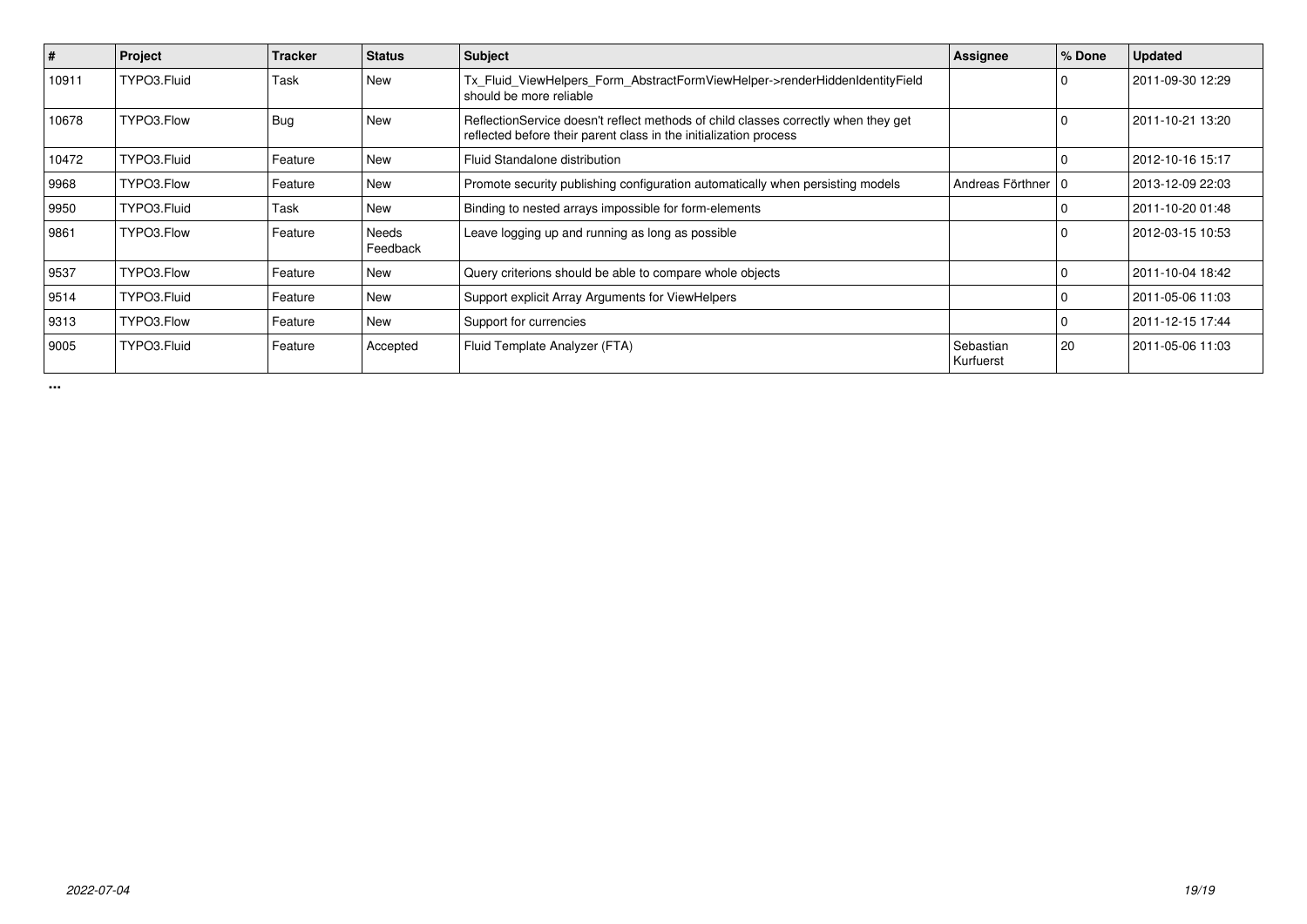| # | Project | Tracker | Status | Subject | Assignee | % Done | Updated |
|---|---|---|---|---|---|---|---|
| 10911 | TYPO3.Fluid | Task | New | Tx_Fluid_ViewHelpers_Form_AbstractFormViewHelper->renderHiddenIdentityField should be more reliable | | 0 | 2011-09-30 12:29 |
| 10678 | TYPO3.Flow | Bug | New | ReflectionService doesn't reflect methods of child classes correctly when they get reflected before their parent class in the initialization process | | 0 | 2011-10-21 13:20 |
| 10472 | TYPO3.Fluid | Feature | New | Fluid Standalone distribution | | 0 | 2012-10-16 15:17 |
| 9968 | TYPO3.Flow | Feature | New | Promote security publishing configuration automatically when persisting models | Andreas Förthner | 0 | 2013-12-09 22:03 |
| 9950 | TYPO3.Fluid | Task | New | Binding to nested arrays impossible for form-elements | | 0 | 2011-10-20 01:48 |
| 9861 | TYPO3.Flow | Feature | Needs Feedback | Leave logging up and running as long as possible | | 0 | 2012-03-15 10:53 |
| 9537 | TYPO3.Flow | Feature | New | Query criterions should be able to compare whole objects | | 0 | 2011-10-04 18:42 |
| 9514 | TYPO3.Fluid | Feature | New | Support explicit Array Arguments for ViewHelpers | | 0 | 2011-05-06 11:03 |
| 9313 | TYPO3.Flow | Feature | New | Support for currencies | | 0 | 2011-12-15 17:44 |
| 9005 | TYPO3.Fluid | Feature | Accepted | Fluid Template Analyzer (FTA) | Sebastian Kurfuerst | 20 | 2011-05-06 11:03 |

...